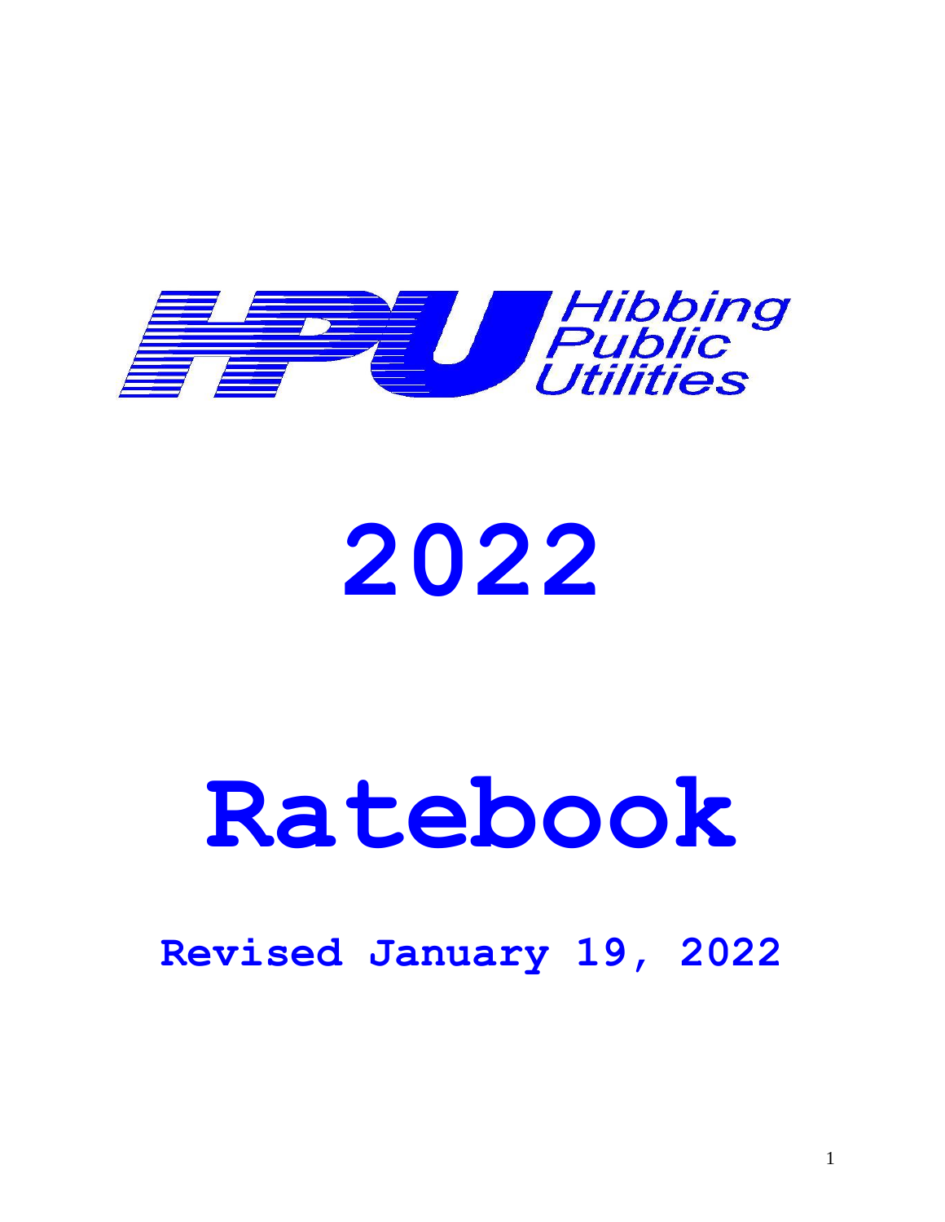Hibbing Public Utilities

# 2022

# Ratebook

**Revised January 19, 2022**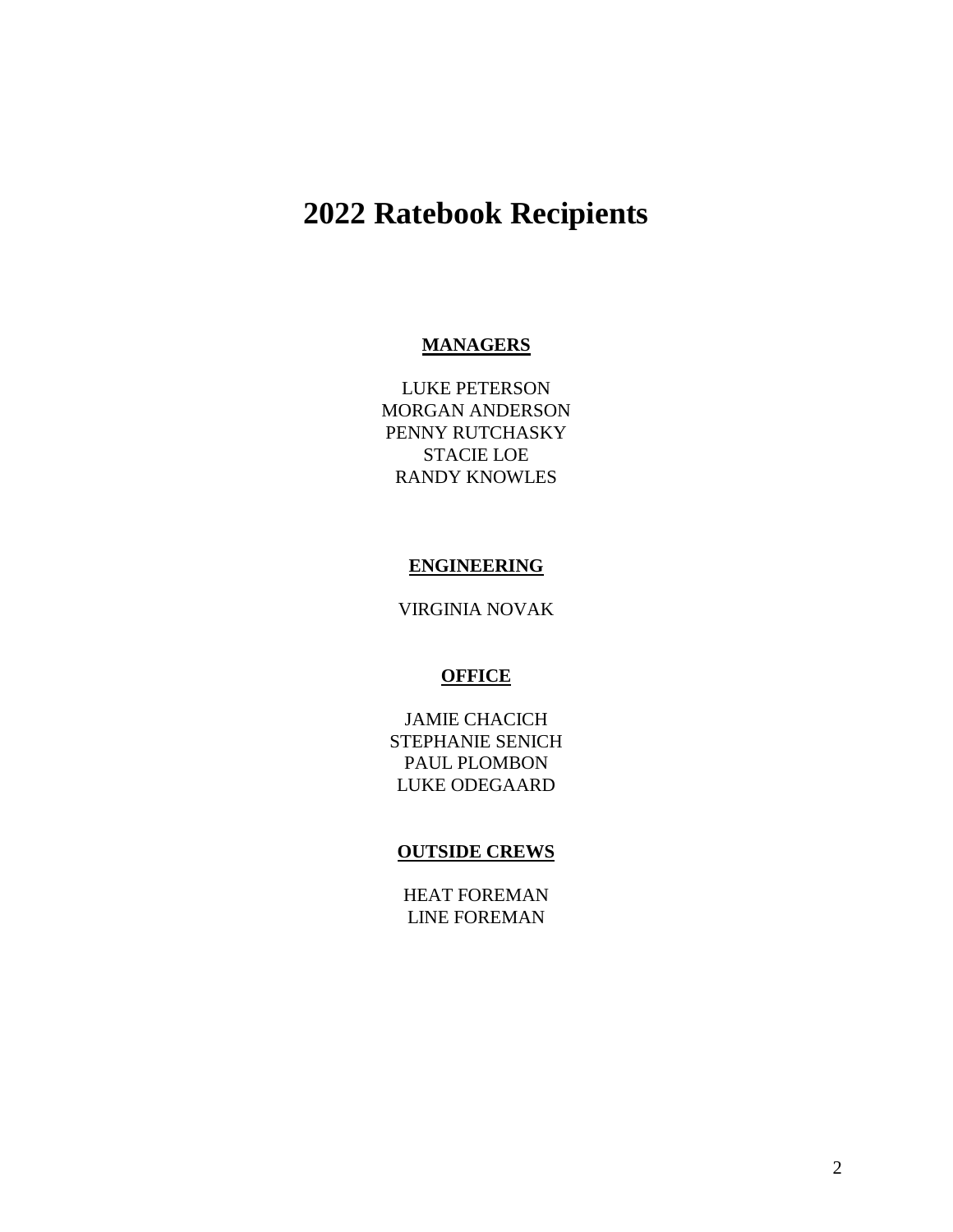# 2022 Ratebook Recipients

**MANAGERS**

LUKE PETERSON
MORGAN ANDERSON
PENNY RUTCHASKY
STACIE LOE
RANDY KNOWLES

**ENGINEERING**

VIRGINIA NOVAK

**OFFICE**

JAMIE CHACICH
STEPHANIE SENICH
PAUL PLOMBON
LUKE ODEGAARD

**OUTSIDE CREWS**

HEAT FOREMAN
LINE FOREMAN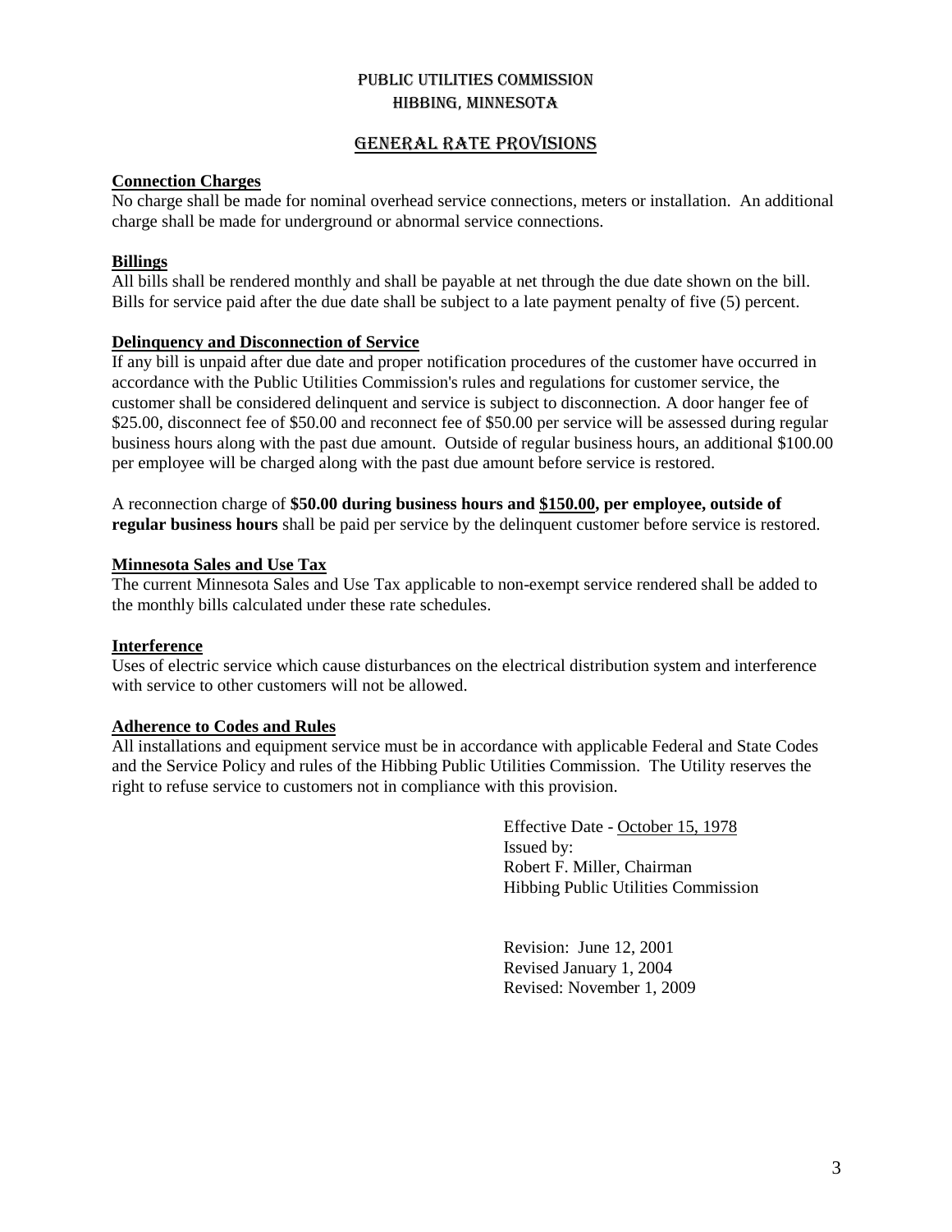# PUBLIC UTILITIES COMMISSION
# HIBBING, MINNESOTA

## GENERAL RATE PROVISIONS

### Connection Charges

No charge shall be made for nominal overhead service connections, meters or installation. An additional charge shall be made for underground or abnormal service connections.

### Billings

All bills shall be rendered monthly and shall be payable at net through the due date shown on the bill. Bills for service paid after the due date shall be subject to a late payment penalty of five (5) percent.

### Delinquency and Disconnection of Service

If any bill is unpaid after due date and proper notification procedures of the customer have occurred in accordance with the Public Utilities Commission's rules and regulations for customer service, the customer shall be considered delinquent and service is subject to disconnection. A door hanger fee of $25.00, disconnect fee of $50.00 and reconnect fee of $50.00 per service will be assessed during regular business hours along with the past due amount. Outside of regular business hours, an additional $100.00 per employee will be charged along with the past due amount before service is restored.

A reconnection charge of **$50.00 during business hours and $150.00, per employee, outside of regular business hours** shall be paid per service by the delinquent customer before service is restored.

### Minnesota Sales and Use Tax

The current Minnesota Sales and Use Tax applicable to non-exempt service rendered shall be added to the monthly bills calculated under these rate schedules.

### Interference

Uses of electric service which cause disturbances on the electrical distribution system and interference with service to other customers will not be allowed.

### Adherence to Codes and Rules

All installations and equipment service must be in accordance with applicable Federal and State Codes and the Service Policy and rules of the Hibbing Public Utilities Commission. The Utility reserves the right to refuse service to customers not in compliance with this provision.

Effective Date - October 15, 1978
Issued by:
Robert F. Miller, Chairman
Hibbing Public Utilities Commission

Revision: June 12, 2001
Revised January 1, 2004
Revised: November 1, 2009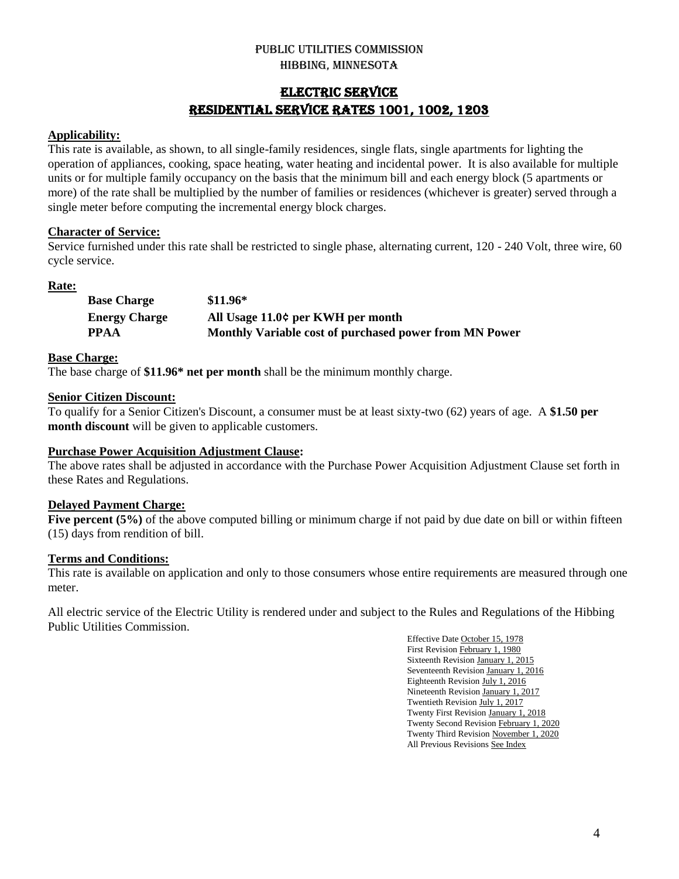PUBLIC UTILITIES COMMISSION
HIBBING, MINNESOTA

# ELECTRIC SERVICE
## RESIDENTIAL SERVICE RATES 1001, 1002, 1203

**Applicability:**
This rate is available, as shown, to all single-family residences, single flats, single apartments for lighting the operation of appliances, cooking, space heating, water heating and incidental power. It is also available for multiple units or for multiple family occupancy on the basis that the minimum bill and each energy block (5 apartments or more) of the rate shall be multiplied by the number of families or residences (whichever is greater) served through a single meter before computing the incremental energy block charges.

**Character of Service:**
Service furnished under this rate shall be restricted to single phase, alternating current, 120 - 240 Volt, three wire, 60 cycle service.

**Rate:**

| | |
|---|---|
| **Base Charge** | **$11.96*** |
| **Energy Charge** | **All Usage 11.0¢ per KWH per month** |
| **PPAA** | **Monthly Variable cost of purchased power from MN Power** |

**Base Charge:**
The base charge of **$11.96* net per month** shall be the minimum monthly charge.

**Senior Citizen Discount:**
To qualify for a Senior Citizen's Discount, a consumer must be at least sixty-two (62) years of age. A **$1.50 per month discount** will be given to applicable customers.

**Purchase Power Acquisition Adjustment Clause:**
The above rates shall be adjusted in accordance with the Purchase Power Acquisition Adjustment Clause set forth in these Rates and Regulations.

**Delayed Payment Charge:**
**Five percent (5%)** of the above computed billing or minimum charge if not paid by due date on bill or within fifteen (15) days from rendition of bill.

**Terms and Conditions:**
This rate is available on application and only to those consumers whose entire requirements are measured through one meter.

All electric service of the Electric Utility is rendered under and subject to the Rules and Regulations of the Hibbing Public Utilities Commission.

Effective Date October 15, 1978
First Revision February 1, 1980
Sixteenth Revision January 1, 2015
Seventeenth Revision January 1, 2016
Eighteenth Revision July 1, 2016
Nineteenth Revision January 1, 2017
Twentieth Revision July 1, 2017
Twenty First Revision January 1, 2018
Twenty Second Revision February 1, 2020
Twenty Third Revision November 1, 2020
All Previous Revisions See Index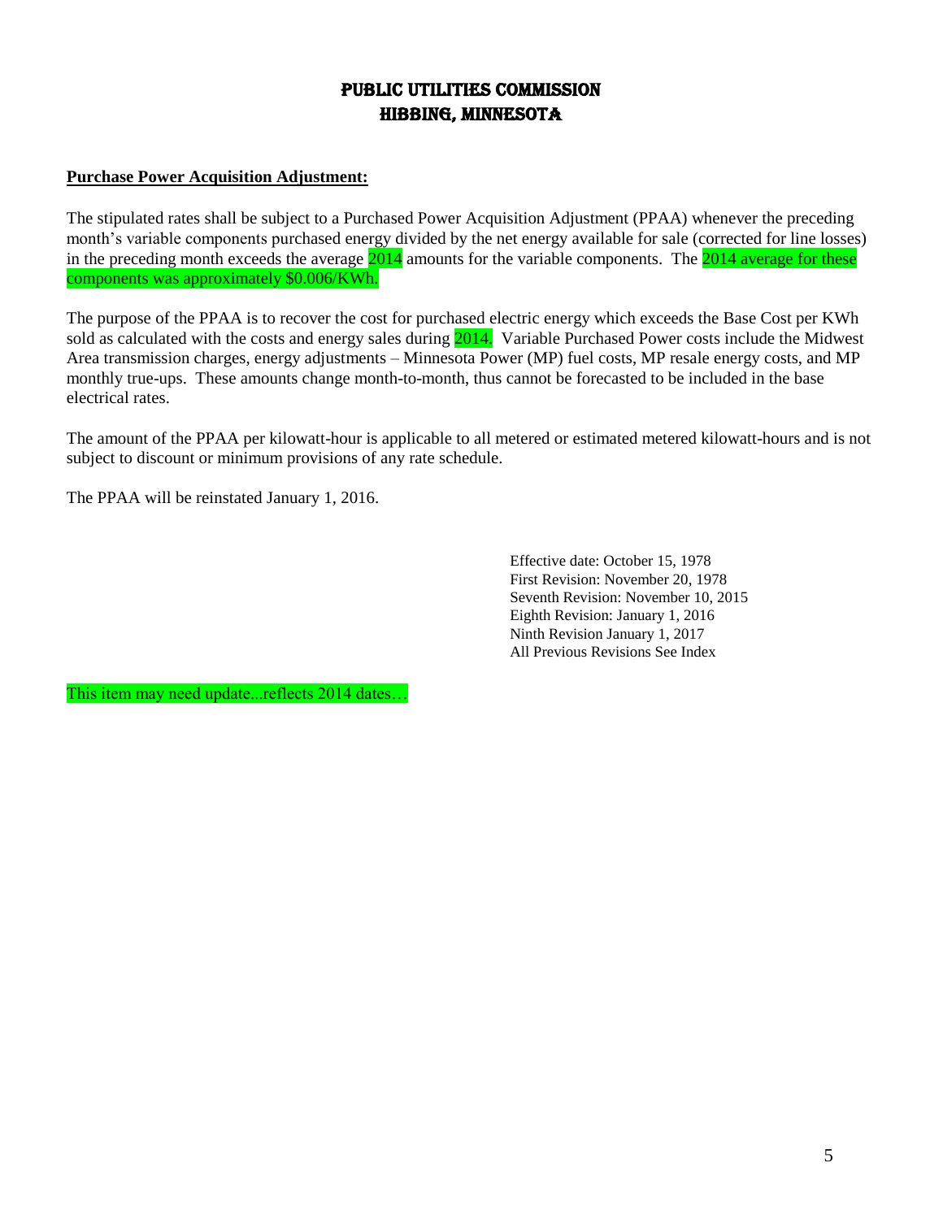# PUBLIC UTILITIES COMMISSION
# HIBBING, MINNESOTA

**Purchase Power Acquisition Adjustment:**

The stipulated rates shall be subject to a Purchased Power Acquisition Adjustment (PPAA) whenever the preceding month's variable components purchased energy divided by the net energy available for sale (corrected for line losses) in the preceding month exceeds the average 2014 amounts for the variable components. The 2014 average for these components was approximately $0.006/KWh.

The purpose of the PPAA is to recover the cost for purchased electric energy which exceeds the Base Cost per KWh sold as calculated with the costs and energy sales during 2014. Variable Purchased Power costs include the Midwest Area transmission charges, energy adjustments – Minnesota Power (MP) fuel costs, MP resale energy costs, and MP monthly true-ups. These amounts change month-to-month, thus cannot be forecasted to be included in the base electrical rates.

The amount of the PPAA per kilowatt-hour is applicable to all metered or estimated metered kilowatt-hours and is not subject to discount or minimum provisions of any rate schedule.

The PPAA will be reinstated January 1, 2016.

Effective date: October 15, 1978
First Revision: November 20, 1978
Seventh Revision: November 10, 2015
Eighth Revision: January 1, 2016
Ninth Revision January 1, 2017
All Previous Revisions See Index

This item may need update...reflects 2014 dates…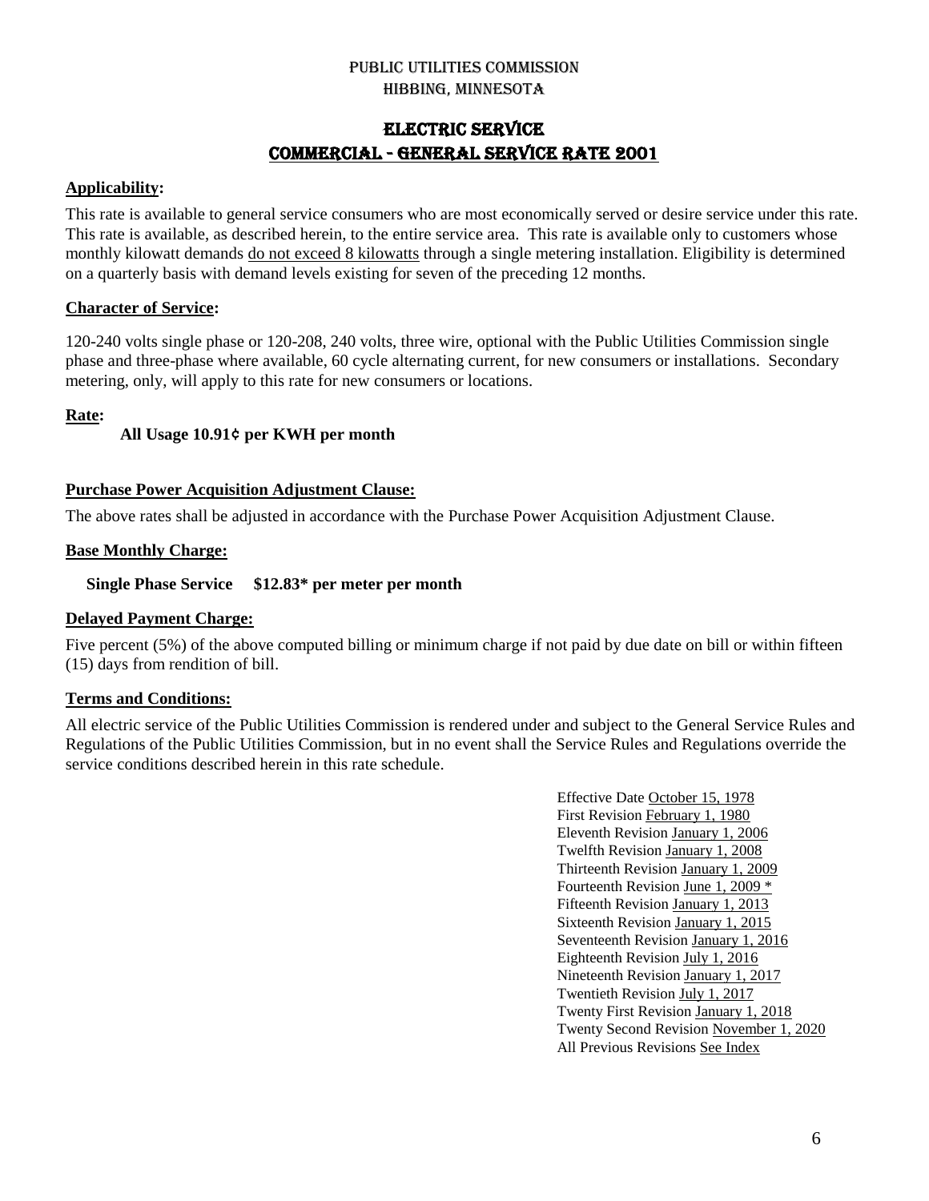PUBLIC UTILITIES COMMISSION

HIBBING, MINNESOTA

# ELECTRIC SERVICE

## COMMERCIAL - GENERAL SERVICE RATE 2001

**Applicability:**

This rate is available to general service consumers who are most economically served or desire service under this rate. This rate is available, as described herein, to the entire service area. This rate is available only to customers whose monthly kilowatt demands do not exceed 8 kilowatts through a single metering installation. Eligibility is determined on a quarterly basis with demand levels existing for seven of the preceding 12 months.

**Character of Service:**

120-240 volts single phase or 120-208, 240 volts, three wire, optional with the Public Utilities Commission single phase and three-phase where available, 60 cycle alternating current, for new consumers or installations. Secondary metering, only, will apply to this rate for new consumers or locations.

**Rate:**

**All Usage 10.91¢ per KWH per month**

**Purchase Power Acquisition Adjustment Clause:**

The above rates shall be adjusted in accordance with the Purchase Power Acquisition Adjustment Clause.

**Base Monthly Charge:**

**Single Phase Service $12.83* per meter per month**

**Delayed Payment Charge:**

Five percent (5%) of the above computed billing or minimum charge if not paid by due date on bill or within fifteen (15) days from rendition of bill.

**Terms and Conditions:**

All electric service of the Public Utilities Commission is rendered under and subject to the General Service Rules and Regulations of the Public Utilities Commission, but in no event shall the Service Rules and Regulations override the service conditions described herein in this rate schedule.

Effective Date October 15, 1978
First Revision February 1, 1980
Eleventh Revision January 1, 2006
Twelfth Revision January 1, 2008
Thirteenth Revision January 1, 2009
Fourteenth Revision June 1, 2009 *
Fifteenth Revision January 1, 2013
Sixteenth Revision January 1, 2015
Seventeenth Revision January 1, 2016
Eighteenth Revision July 1, 2016
Nineteenth Revision January 1, 2017
Twentieth Revision July 1, 2017
Twenty First Revision January 1, 2018
Twenty Second Revision November 1, 2020
All Previous Revisions See Index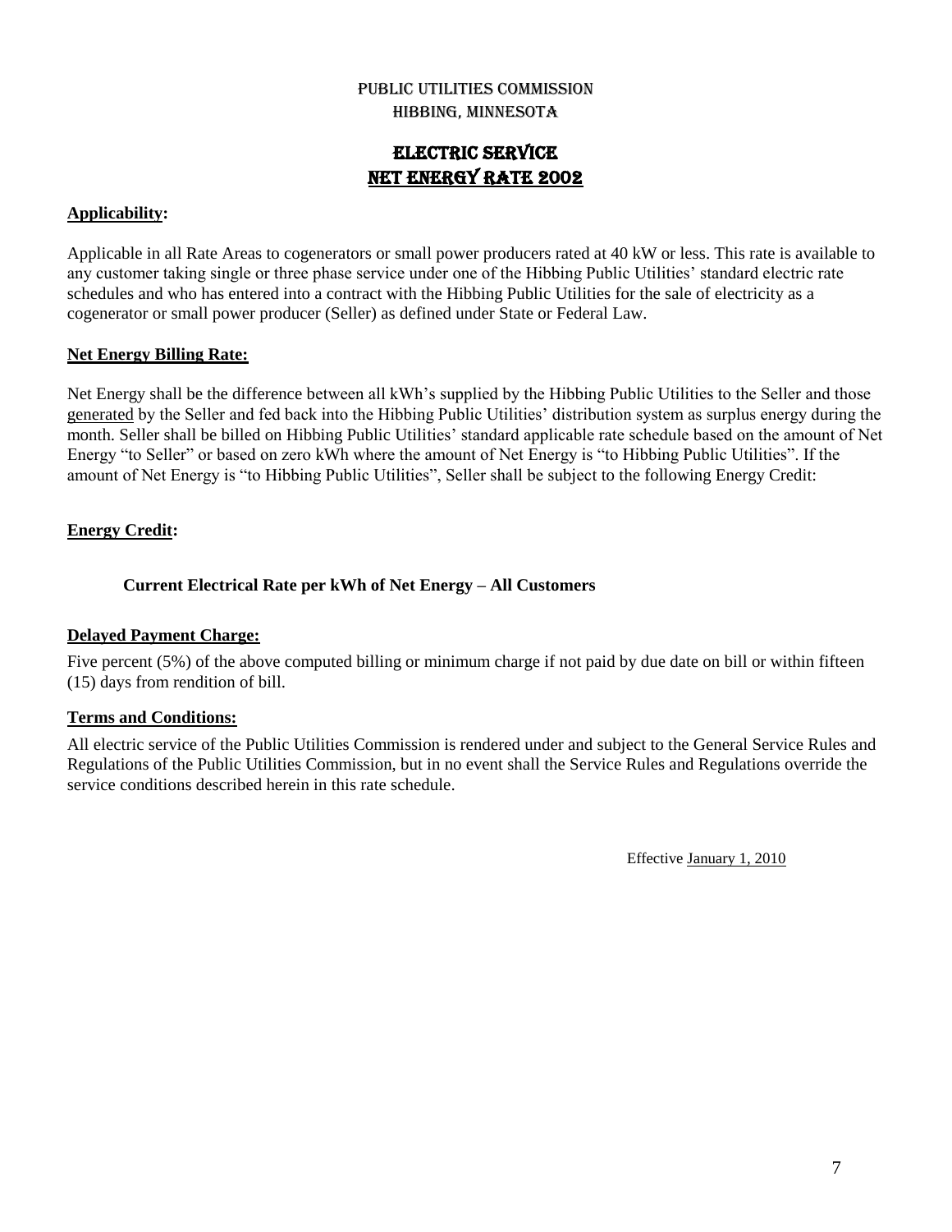# PUBLIC UTILITIES COMMISSION
# HIBBING, MINNESOTA

## ELECTRIC SERVICE
## NET ENERGY RATE 2002

**Applicability:**

Applicable in all Rate Areas to cogenerators or small power producers rated at 40 kW or less. This rate is available to any customer taking single or three phase service under one of the Hibbing Public Utilities' standard electric rate schedules and who has entered into a contract with the Hibbing Public Utilities for the sale of electricity as a cogenerator or small power producer (Seller) as defined under State or Federal Law.

**Net Energy Billing Rate:**

Net Energy shall be the difference between all kWh's supplied by the Hibbing Public Utilities to the Seller and those generated by the Seller and fed back into the Hibbing Public Utilities' distribution system as surplus energy during the month. Seller shall be billed on Hibbing Public Utilities' standard applicable rate schedule based on the amount of Net Energy "to Seller" or based on zero kWh where the amount of Net Energy is "to Hibbing Public Utilities". If the amount of Net Energy is "to Hibbing Public Utilities", Seller shall be subject to the following Energy Credit:

**Energy Credit:**

**Current Electrical Rate per kWh of Net Energy – All Customers**

**Delayed Payment Charge:**

Five percent (5%) of the above computed billing or minimum charge if not paid by due date on bill or within fifteen (15) days from rendition of bill.

**Terms and Conditions:**

All electric service of the Public Utilities Commission is rendered under and subject to the General Service Rules and Regulations of the Public Utilities Commission, but in no event shall the Service Rules and Regulations override the service conditions described herein in this rate schedule.

Effective January 1, 2010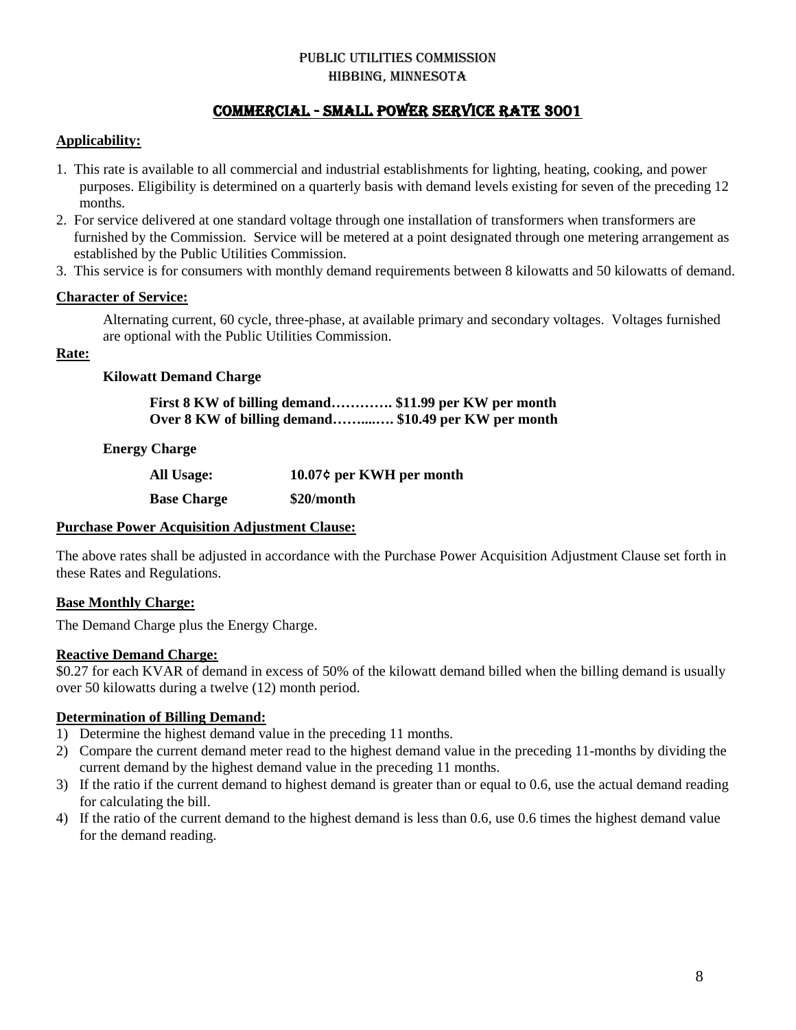PUBLIC UTILITIES COMMISSION
HIBBING, MINNESOTA

# COMMERCIAL - SMALL POWER SERVICE RATE 3001

## Applicability:

1. This rate is available to all commercial and industrial establishments for lighting, heating, cooking, and power purposes. Eligibility is determined on a quarterly basis with demand levels existing for seven of the preceding 12 months.
2. For service delivered at one standard voltage through one installation of transformers when transformers are furnished by the Commission. Service will be metered at a point designated through one metering arrangement as established by the Public Utilities Commission.
3. This service is for consumers with monthly demand requirements between 8 kilowatts and 50 kilowatts of demand.

## Character of Service:

Alternating current, 60 cycle, three-phase, at available primary and secondary voltages. Voltages furnished are optional with the Public Utilities Commission.

## Rate:

**Kilowatt Demand Charge**

**First 8 KW of billing demand…………. $11.99 per KW per month**
**Over 8 KW of billing demand……..…. $10.49 per KW per month**

**Energy Charge**

| | |
|---|---|
| **All Usage:** | **10.07¢ per KWH per month** |
| **Base Charge** | **$20/month** |

## Purchase Power Acquisition Adjustment Clause:

The above rates shall be adjusted in accordance with the Purchase Power Acquisition Adjustment Clause set forth in these Rates and Regulations.

## Base Monthly Charge:

The Demand Charge plus the Energy Charge.

## Reactive Demand Charge:

$0.27 for each KVAR of demand in excess of 50% of the kilowatt demand billed when the billing demand is usually over 50 kilowatts during a twelve (12) month period.

## Determination of Billing Demand:

1) Determine the highest demand value in the preceding 11 months.
2) Compare the current demand meter read to the highest demand value in the preceding 11-months by dividing the current demand by the highest demand value in the preceding 11 months.
3) If the ratio if the current demand to highest demand is greater than or equal to 0.6, use the actual demand reading for calculating the bill.
4) If the ratio of the current demand to the highest demand is less than 0.6, use 0.6 times the highest demand value for the demand reading.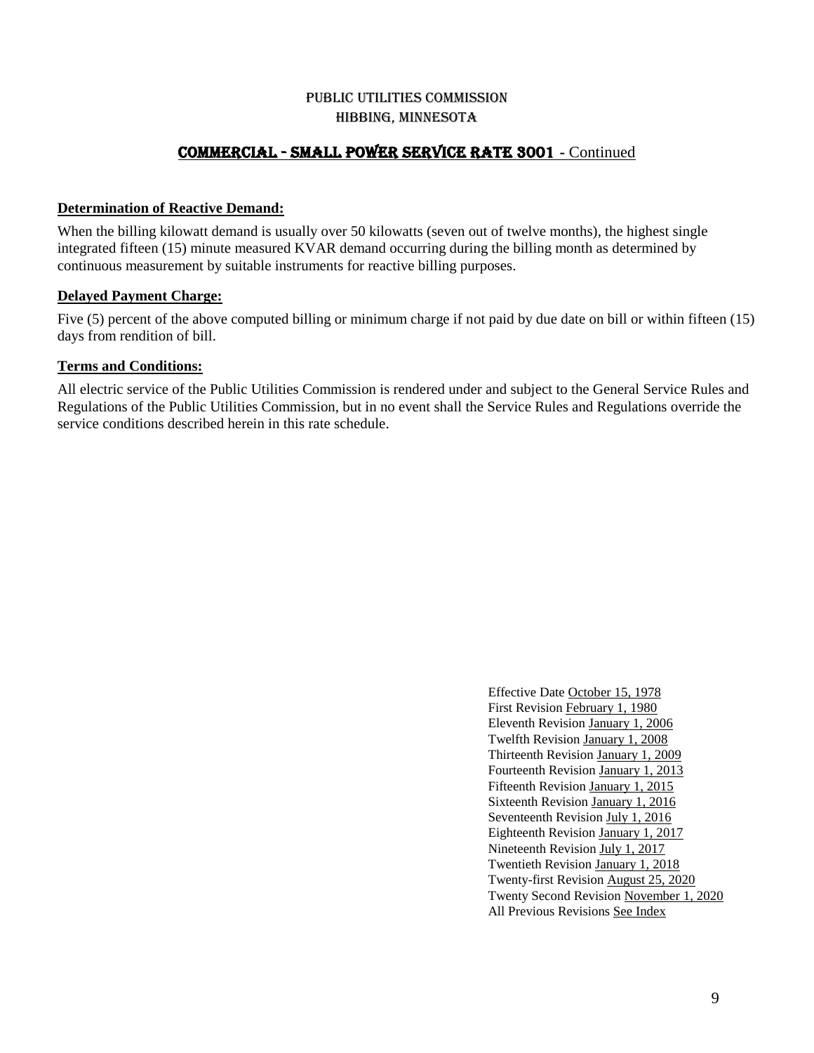# PUBLIC UTILITIES COMMISSION
# HIBBING, MINNESOTA

## COMMERCIAL - SMALL POWER SERVICE RATE 3001 - Continued

**Determination of Reactive Demand:**

When the billing kilowatt demand is usually over 50 kilowatts (seven out of twelve months), the highest single integrated fifteen (15) minute measured KVAR demand occurring during the billing month as determined by continuous measurement by suitable instruments for reactive billing purposes.

**Delayed Payment Charge:**

Five (5) percent of the above computed billing or minimum charge if not paid by due date on bill or within fifteen (15) days from rendition of bill.

**Terms and Conditions:**

All electric service of the Public Utilities Commission is rendered under and subject to the General Service Rules and Regulations of the Public Utilities Commission, but in no event shall the Service Rules and Regulations override the service conditions described herein in this rate schedule.

Effective Date October 15, 1978
First Revision February 1, 1980
Eleventh Revision January 1, 2006
Twelfth Revision January 1, 2008
Thirteenth Revision January 1, 2009
Fourteenth Revision January 1, 2013
Fifteenth Revision January 1, 2015
Sixteenth Revision January 1, 2016
Seventeenth Revision July 1, 2016
Eighteenth Revision January 1, 2017
Nineteenth Revision July 1, 2017
Twentieth Revision January 1, 2018
Twenty-first Revision August 25, 2020
Twenty Second Revision November 1, 2020
All Previous Revisions See Index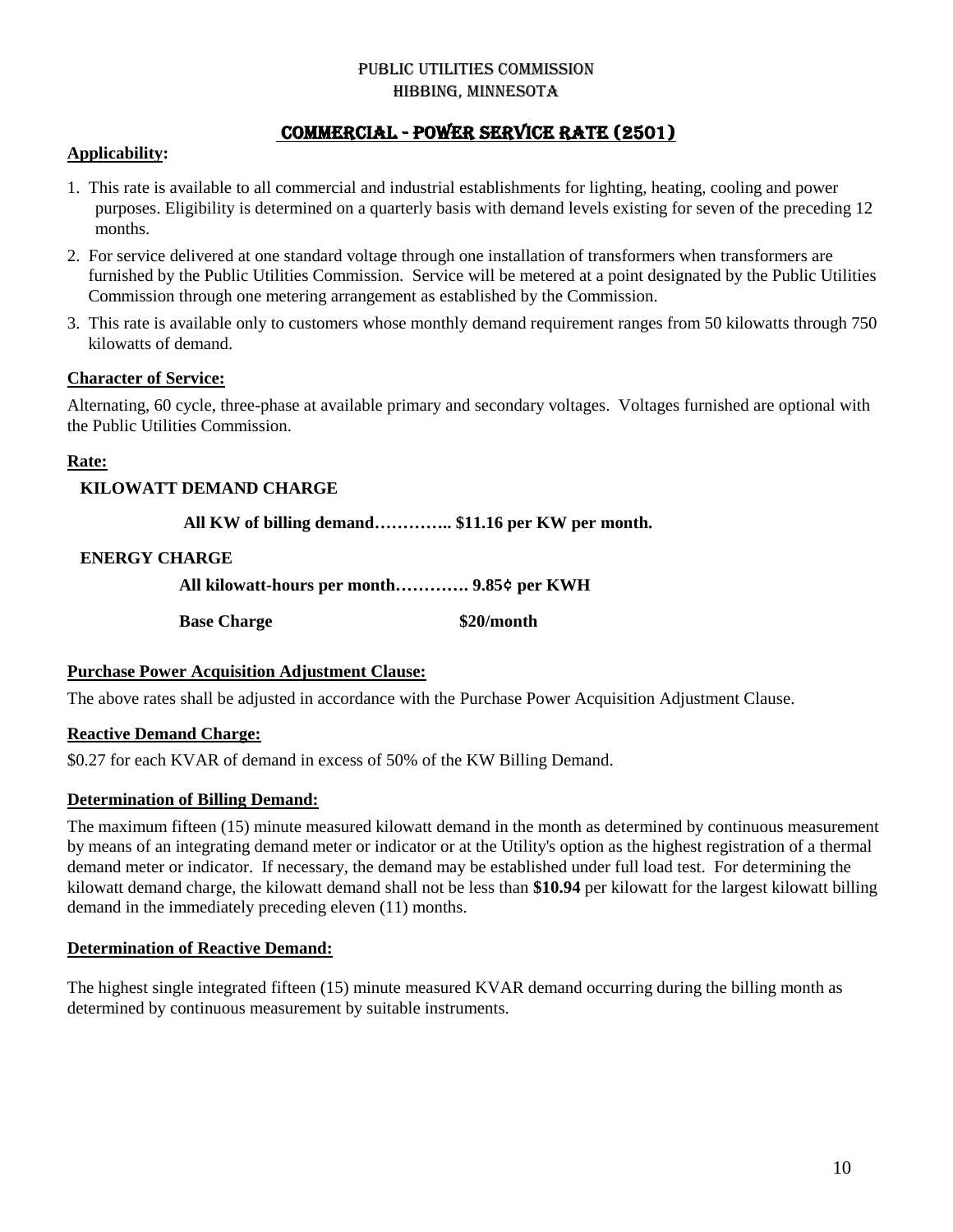PUBLIC UTILITIES COMMISSION
HIBBING, MINNESOTA

# COMMERCIAL - POWER SERVICE RATE (2501)

**Applicability:**

1. This rate is available to all commercial and industrial establishments for lighting, heating, cooling and power purposes. Eligibility is determined on a quarterly basis with demand levels existing for seven of the preceding 12 months.
2. For service delivered at one standard voltage through one installation of transformers when transformers are furnished by the Public Utilities Commission. Service will be metered at a point designated by the Public Utilities Commission through one metering arrangement as established by the Commission.
3. This rate is available only to customers whose monthly demand requirement ranges from 50 kilowatts through 750 kilowatts of demand.

**Character of Service:**

Alternating, 60 cycle, three-phase at available primary and secondary voltages. Voltages furnished are optional with the Public Utilities Commission.

**Rate:**

**KILOWATT DEMAND CHARGE**

**All KW of billing demand………….. $11.16 per KW per month.**

**ENERGY CHARGE**

**All kilowatt-hours per month…………. 9.85¢ per KWH**

**Base Charge $20/month**

**Purchase Power Acquisition Adjustment Clause:**

The above rates shall be adjusted in accordance with the Purchase Power Acquisition Adjustment Clause.

**Reactive Demand Charge:**

$0.27 for each KVAR of demand in excess of 50% of the KW Billing Demand.

**Determination of Billing Demand:**

The maximum fifteen (15) minute measured kilowatt demand in the month as determined by continuous measurement by means of an integrating demand meter or indicator or at the Utility's option as the highest registration of a thermal demand meter or indicator. If necessary, the demand may be established under full load test. For determining the kilowatt demand charge, the kilowatt demand shall not be less than **$10.94** per kilowatt for the largest kilowatt billing demand in the immediately preceding eleven (11) months.

**Determination of Reactive Demand:**

The highest single integrated fifteen (15) minute measured KVAR demand occurring during the billing month as determined by continuous measurement by suitable instruments.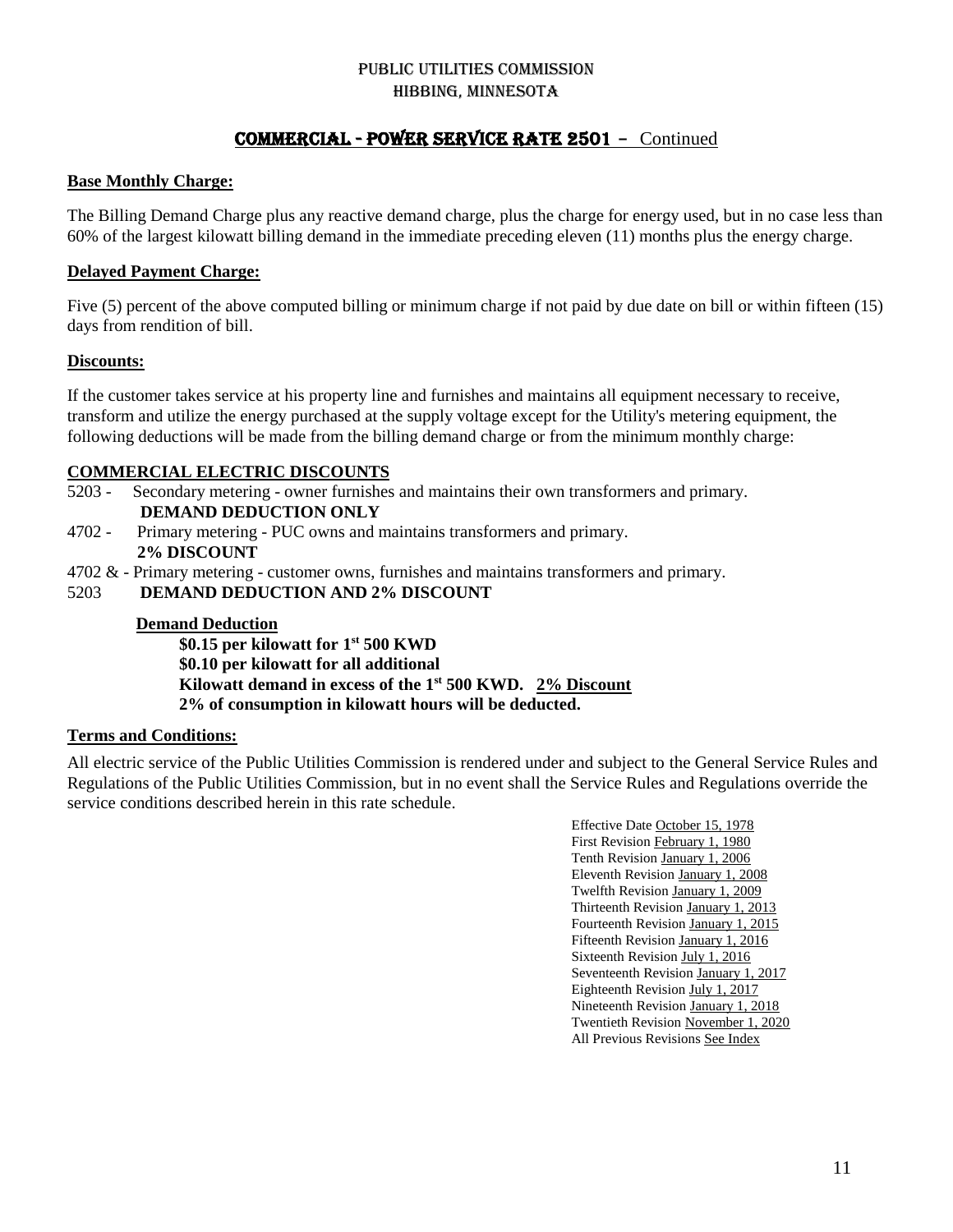PUBLIC UTILITIES COMMISSION
HIBBING, MINNESOTA

## COMMERCIAL - POWER SERVICE RATE 2501 – Continued

**Base Monthly Charge:**

The Billing Demand Charge plus any reactive demand charge, plus the charge for energy used, but in no case less than 60% of the largest kilowatt billing demand in the immediate preceding eleven (11) months plus the energy charge.

**Delayed Payment Charge:**

Five (5) percent of the above computed billing or minimum charge if not paid by due date on bill or within fifteen (15) days from rendition of bill.

**Discounts:**

If the customer takes service at his property line and furnishes and maintains all equipment necessary to receive, transform and utilize the energy purchased at the supply voltage except for the Utility's metering equipment, the following deductions will be made from the billing demand charge or from the minimum monthly charge:

**COMMERCIAL ELECTRIC DISCOUNTS**

5203 - Secondary metering - owner furnishes and maintains their own transformers and primary.
**DEMAND DEDUCTION ONLY**

4702 - Primary metering - PUC owns and maintains transformers and primary.
**2% DISCOUNT**

4702 & - Primary metering - customer owns, furnishes and maintains transformers and primary.
5203 **DEMAND DEDUCTION AND 2% DISCOUNT**

**Demand Deduction**

**$0.15 per kilowatt for 1st 500 KWD**
**$0.10 per kilowatt for all additional**
**Kilowatt demand in excess of the 1st 500 KWD.** **2% Discount**
**2% of consumption in kilowatt hours will be deducted.**

**Terms and Conditions:**

All electric service of the Public Utilities Commission is rendered under and subject to the General Service Rules and Regulations of the Public Utilities Commission, but in no event shall the Service Rules and Regulations override the service conditions described herein in this rate schedule.

Effective Date October 15, 1978
First Revision February 1, 1980
Tenth Revision January 1, 2006
Eleventh Revision January 1, 2008
Twelfth Revision January 1, 2009
Thirteenth Revision January 1, 2013
Fourteenth Revision January 1, 2015
Fifteenth Revision January 1, 2016
Sixteenth Revision July 1, 2016
Seventeenth Revision January 1, 2017
Eighteenth Revision July 1, 2017
Nineteenth Revision January 1, 2018
Twentieth Revision November 1, 2020
All Previous Revisions See Index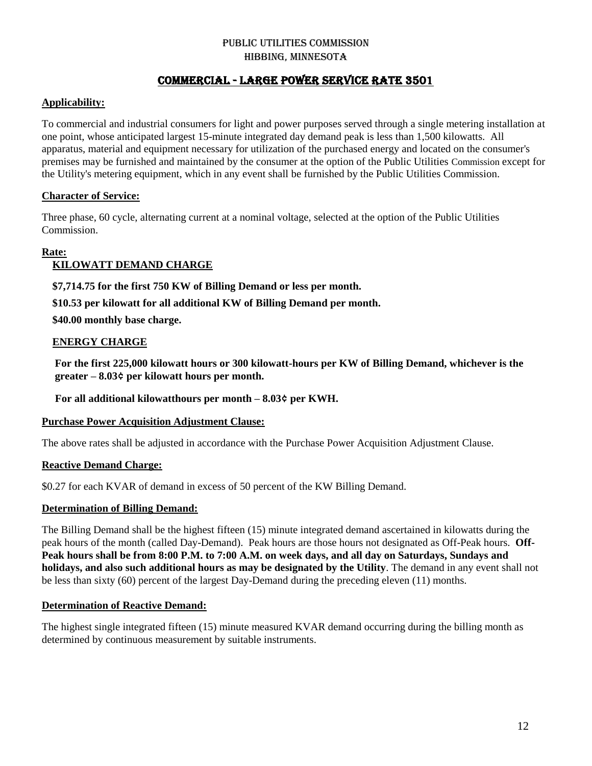PUBLIC UTILITIES COMMISSION
HIBBING, MINNESOTA

# COMMERCIAL - LARGE POWER SERVICE RATE 3501

**Applicability:**

To commercial and industrial consumers for light and power purposes served through a single metering installation at one point, whose anticipated largest 15-minute integrated day demand peak is less than 1,500 kilowatts. All apparatus, material and equipment necessary for utilization of the purchased energy and located on the consumer's premises may be furnished and maintained by the consumer at the option of the Public Utilities Commission except for the Utility's metering equipment, which in any event shall be furnished by the Public Utilities Commission.

**Character of Service:**

Three phase, 60 cycle, alternating current at a nominal voltage, selected at the option of the Public Utilities Commission.

**Rate:**

**KILOWATT DEMAND CHARGE**

**$7,714.75 for the first 750 KW of Billing Demand or less per month.**

**$10.53 per kilowatt for all additional KW of Billing Demand per month.**

**$40.00 monthly base charge.**

**ENERGY CHARGE**

**For the first 225,000 kilowatt hours or 300 kilowatt-hours per KW of Billing Demand, whichever is the greater – 8.03¢ per kilowatt hours per month.**

**For all additional kilowatthours per month – 8.03¢ per KWH.**

**Purchase Power Acquisition Adjustment Clause:**

The above rates shall be adjusted in accordance with the Purchase Power Acquisition Adjustment Clause.

**Reactive Demand Charge:**

$0.27 for each KVAR of demand in excess of 50 percent of the KW Billing Demand.

**Determination of Billing Demand:**

The Billing Demand shall be the highest fifteen (15) minute integrated demand ascertained in kilowatts during the peak hours of the month (called Day-Demand). Peak hours are those hours not designated as Off-Peak hours. **Off-Peak hours shall be from 8:00 P.M. to 7:00 A.M. on week days, and all day on Saturdays, Sundays and holidays, and also such additional hours as may be designated by the Utility**. The demand in any event shall not be less than sixty (60) percent of the largest Day-Demand during the preceding eleven (11) months.

**Determination of Reactive Demand:**

The highest single integrated fifteen (15) minute measured KVAR demand occurring during the billing month as determined by continuous measurement by suitable instruments.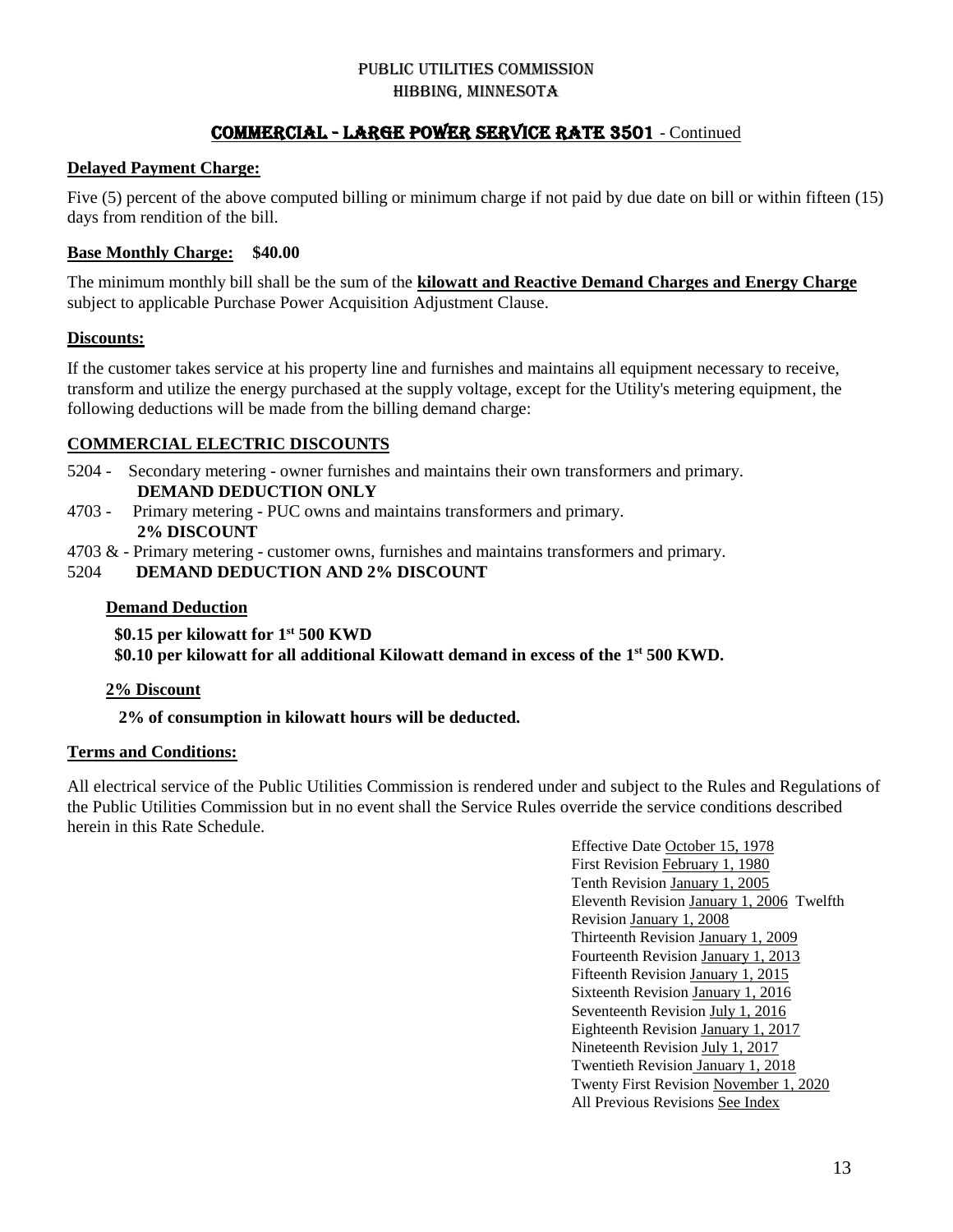PUBLIC UTILITIES COMMISSION
HIBBING, MINNESOTA

## COMMERCIAL - LARGE POWER SERVICE RATE 3501 - Continued

**Delayed Payment Charge:**

Five (5) percent of the above computed billing or minimum charge if not paid by due date on bill or within fifteen (15) days from rendition of the bill.

**Base Monthly Charge: $40.00**

The minimum monthly bill shall be the sum of the **kilowatt and Reactive Demand Charges and Energy Charge** subject to applicable Purchase Power Acquisition Adjustment Clause.

**Discounts:**

If the customer takes service at his property line and furnishes and maintains all equipment necessary to receive, transform and utilize the energy purchased at the supply voltage, except for the Utility's metering equipment, the following deductions will be made from the billing demand charge:

**COMMERCIAL ELECTRIC DISCOUNTS**

5204 - Secondary metering - owner furnishes and maintains their own transformers and primary.
**DEMAND DEDUCTION ONLY**

4703 - Primary metering - PUC owns and maintains transformers and primary.
**2% DISCOUNT**

4703 & - Primary metering - customer owns, furnishes and maintains transformers and primary.
5204 **DEMAND DEDUCTION AND 2% DISCOUNT**

**Demand Deduction**

**\$0.15 per kilowatt for 1st 500 KWD**
**\$0.10 per kilowatt for all additional Kilowatt demand in excess of the 1st 500 KWD.**

**2% Discount**

**2% of consumption in kilowatt hours will be deducted.**

**Terms and Conditions:**

All electrical service of the Public Utilities Commission is rendered under and subject to the Rules and Regulations of the Public Utilities Commission but in no event shall the Service Rules override the service conditions described herein in this Rate Schedule.

Effective Date October 15, 1978
First Revision February 1, 1980
Tenth Revision January 1, 2005
Eleventh Revision January 1, 2006 Twelfth Revision January 1, 2008
Thirteenth Revision January 1, 2009
Fourteenth Revision January 1, 2013
Fifteenth Revision January 1, 2015
Sixteenth Revision January 1, 2016
Seventeenth Revision July 1, 2016
Eighteenth Revision January 1, 2017
Nineteenth Revision July 1, 2017
Twentieth Revision January 1, 2018
Twenty First Revision November 1, 2020
All Previous Revisions See Index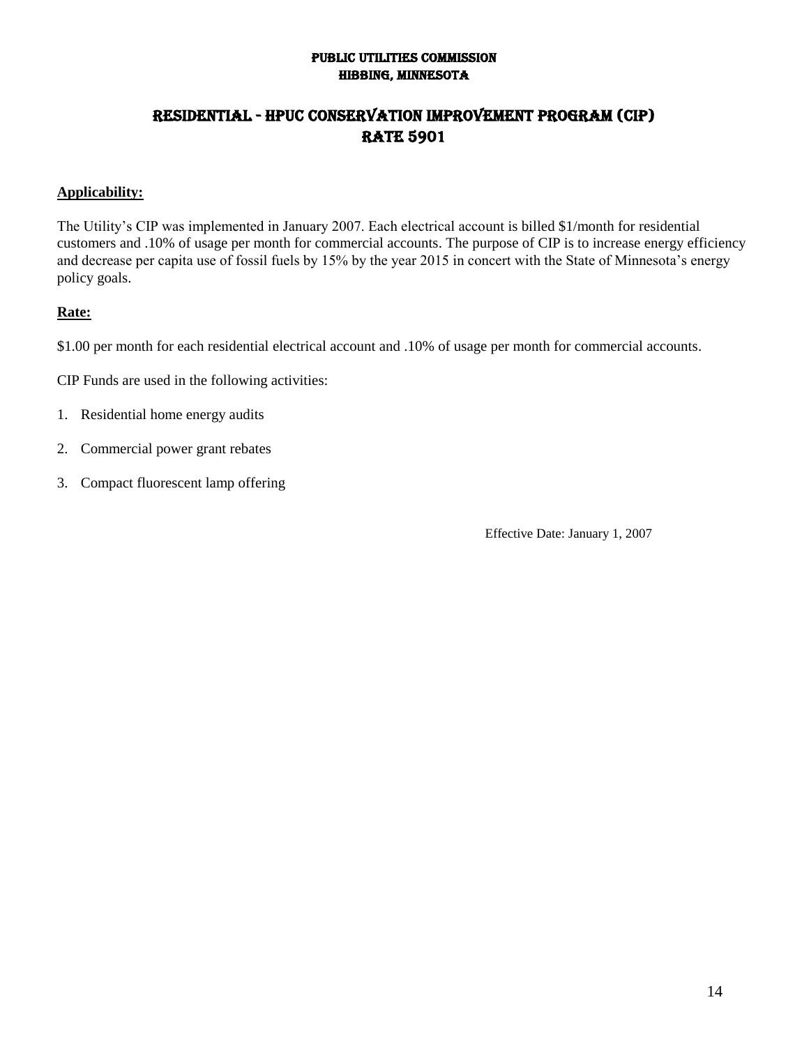**PUBLIC UTILITIES COMMISSION**
**HIBBING, MINNESOTA**

# RESIDENTIAL - HPUC CONSERVATION IMPROVEMENT PROGRAM (CIP)
# RATE 5901

## Applicability:

The Utility's CIP was implemented in January 2007. Each electrical account is billed $1/month for residential customers and .10% of usage per month for commercial accounts. The purpose of CIP is to increase energy efficiency and decrease per capita use of fossil fuels by 15% by the year 2015 in concert with the State of Minnesota's energy policy goals.

## Rate:

$1.00 per month for each residential electrical account and .10% of usage per month for commercial accounts.

CIP Funds are used in the following activities:

1. Residential home energy audits
2. Commercial power grant rebates
3. Compact fluorescent lamp offering

Effective Date: January 1, 2007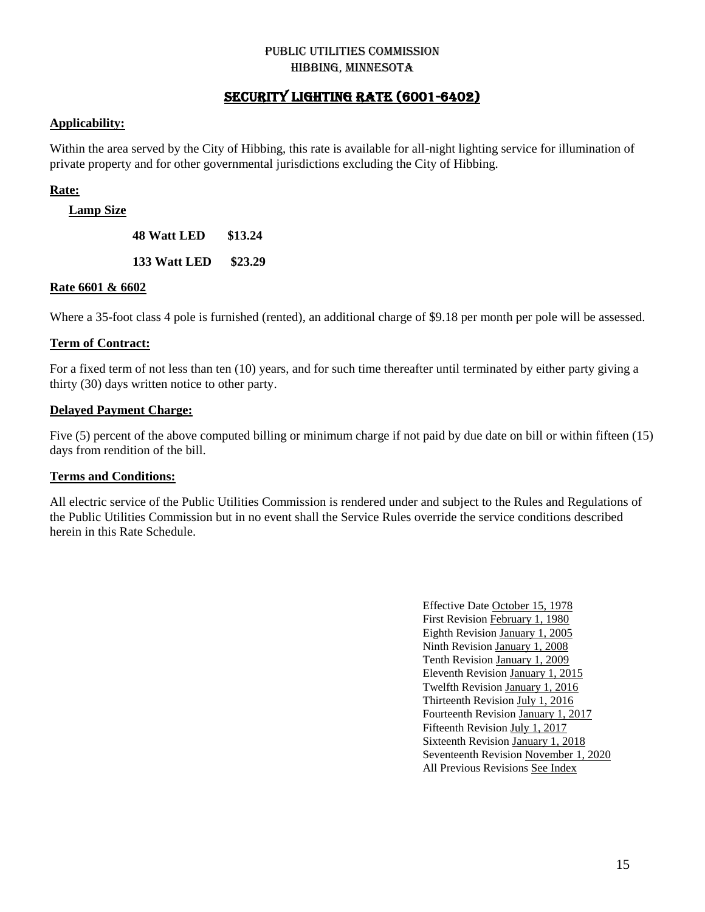# PUBLIC UTILITIES COMMISSION
# HIBBING, MINNESOTA

## SECURITY LIGHTING RATE (6001-6402)

**Applicability:**

Within the area served by the City of Hibbing, this rate is available for all-night lighting service for illumination of private property and for other governmental jurisdictions excluding the City of Hibbing.

**Rate:**

**Lamp Size**

| | |
|---|---|
| **48 Watt LED** | **$13.24** |
| **133 Watt LED** | **$23.29** |

**Rate 6601 & 6602**

Where a 35-foot class 4 pole is furnished (rented), an additional charge of $9.18 per month per pole will be assessed.

**Term of Contract:**

For a fixed term of not less than ten (10) years, and for such time thereafter until terminated by either party giving a thirty (30) days written notice to other party.

**Delayed Payment Charge:**

Five (5) percent of the above computed billing or minimum charge if not paid by due date on bill or within fifteen (15) days from rendition of the bill.

**Terms and Conditions:**

All electric service of the Public Utilities Commission is rendered under and subject to the Rules and Regulations of the Public Utilities Commission but in no event shall the Service Rules override the service conditions described herein in this Rate Schedule.

Effective Date October 15, 1978
First Revision February 1, 1980
Eighth Revision January 1, 2005
Ninth Revision January 1, 2008
Tenth Revision January 1, 2009
Eleventh Revision January 1, 2015
Twelfth Revision January 1, 2016
Thirteenth Revision July 1, 2016
Fourteenth Revision January 1, 2017
Fifteenth Revision July 1, 2017
Sixteenth Revision January 1, 2018
Seventeenth Revision November 1, 2020
All Previous Revisions See Index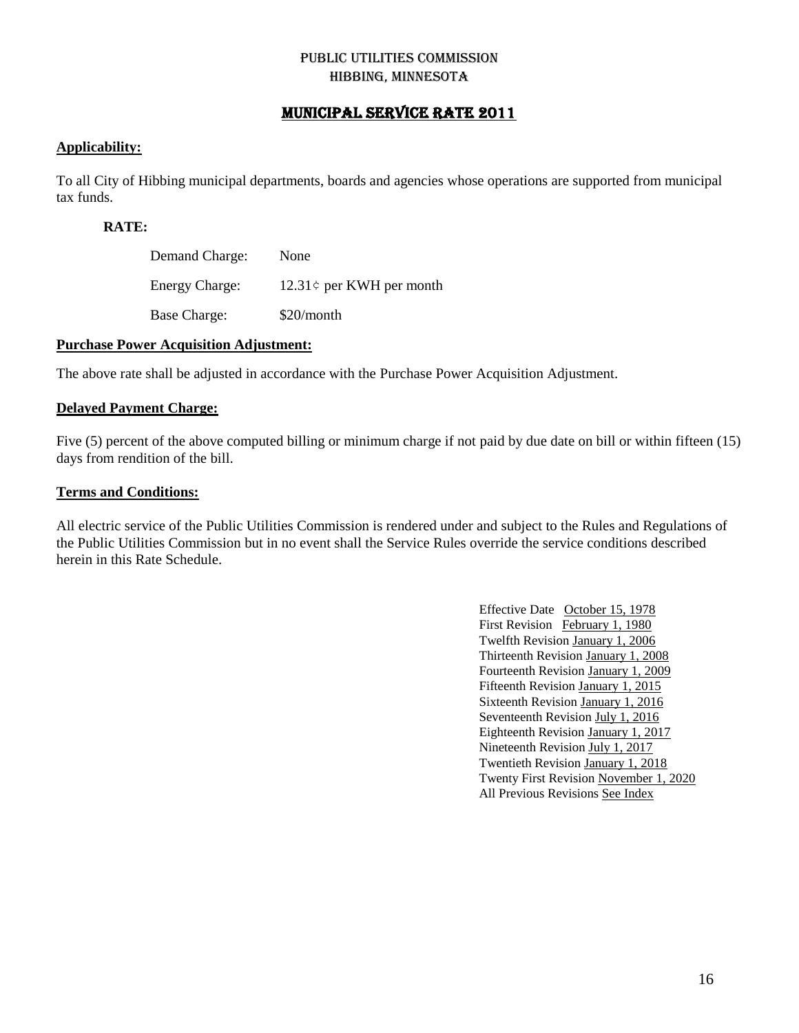# PUBLIC UTILITIES COMMISSION
# HIBBING, MINNESOTA

## MUNICIPAL SERVICE RATE 2011

**Applicability:**

To all City of Hibbing municipal departments, boards and agencies whose operations are supported from municipal tax funds.

**RATE:**

| | |
|---|---|
| Demand Charge: | None |
| Energy Charge: | 12.31¢ per KWH per month |
| Base Charge: | $20/month |

**Purchase Power Acquisition Adjustment:**

The above rate shall be adjusted in accordance with the Purchase Power Acquisition Adjustment.

**Delayed Payment Charge:**

Five (5) percent of the above computed billing or minimum charge if not paid by due date on bill or within fifteen (15) days from rendition of the bill.

**Terms and Conditions:**

All electric service of the Public Utilities Commission is rendered under and subject to the Rules and Regulations of the Public Utilities Commission but in no event shall the Service Rules override the service conditions described herein in this Rate Schedule.

Effective Date October 15, 1978
First Revision February 1, 1980
Twelfth Revision January 1, 2006
Thirteenth Revision January 1, 2008
Fourteenth Revision January 1, 2009
Fifteenth Revision January 1, 2015
Sixteenth Revision January 1, 2016
Seventeenth Revision July 1, 2016
Eighteenth Revision January 1, 2017
Nineteenth Revision July 1, 2017
Twentieth Revision January 1, 2018
Twenty First Revision November 1, 2020
All Previous Revisions See Index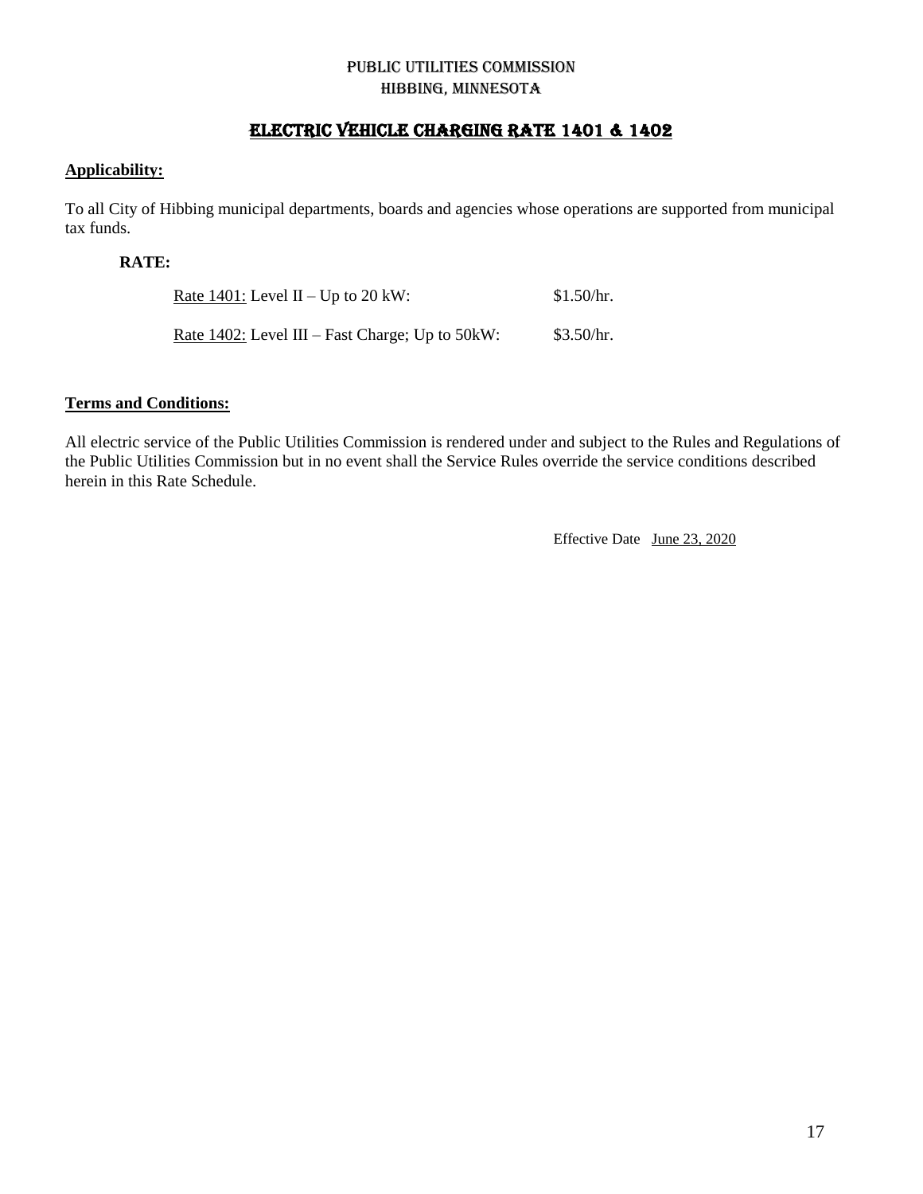# PUBLIC UTILITIES COMMISSION
# HIBBING, MINNESOTA

## ELECTRIC VEHICLE CHARGING RATE 1401 & 1402

**Applicability:**

To all City of Hibbing municipal departments, boards and agencies whose operations are supported from municipal tax funds.

**RATE:**

| | |
|---|---|
| Rate 1401: Level II – Up to 20 kW: | $1.50/hr. |
| Rate 1402: Level III – Fast Charge; Up to 50kW: | $3.50/hr. |

**Terms and Conditions:**

All electric service of the Public Utilities Commission is rendered under and subject to the Rules and Regulations of the Public Utilities Commission but in no event shall the Service Rules override the service conditions described herein in this Rate Schedule.

Effective Date June 23, 2020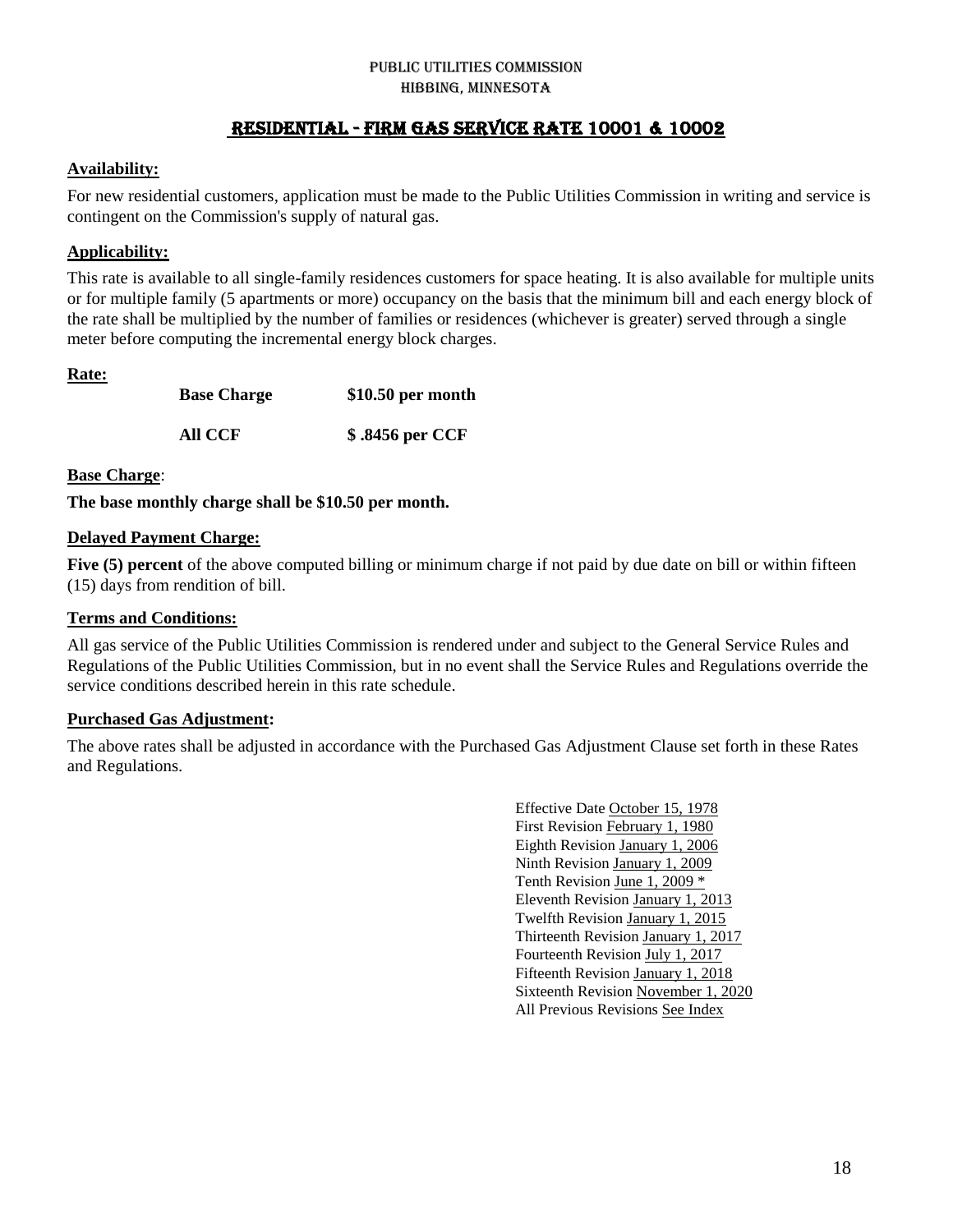PUBLIC UTILITIES COMMISSION
HIBBING, MINNESOTA

# RESIDENTIAL - FIRM GAS SERVICE RATE 10001 & 10002

**Availability:**

For new residential customers, application must be made to the Public Utilities Commission in writing and service is contingent on the Commission's supply of natural gas.

**Applicability:**

This rate is available to all single-family residences customers for space heating. It is also available for multiple units or for multiple family (5 apartments or more) occupancy on the basis that the minimum bill and each energy block of the rate shall be multiplied by the number of families or residences (whichever is greater) served through a single meter before computing the incremental energy block charges.

**Rate:**

| | |
|---|---|
| **Base Charge** | **$10.50 per month** |
| **All CCF** | **$ .8456 per CCF** |

**Base Charge**:

**The base monthly charge shall be $10.50 per month.**

**Delayed Payment Charge:**

**Five (5) percent** of the above computed billing or minimum charge if not paid by due date on bill or within fifteen (15) days from rendition of bill.

**Terms and Conditions:**

All gas service of the Public Utilities Commission is rendered under and subject to the General Service Rules and Regulations of the Public Utilities Commission, but in no event shall the Service Rules and Regulations override the service conditions described herein in this rate schedule.

**Purchased Gas Adjustment:**

The above rates shall be adjusted in accordance with the Purchased Gas Adjustment Clause set forth in these Rates and Regulations.

Effective Date October 15, 1978
First Revision February 1, 1980
Eighth Revision January 1, 2006
Ninth Revision January 1, 2009
Tenth Revision June 1, 2009 *
Eleventh Revision January 1, 2013
Twelfth Revision January 1, 2015
Thirteenth Revision January 1, 2017
Fourteenth Revision July 1, 2017
Fifteenth Revision January 1, 2018
Sixteenth Revision November 1, 2020
All Previous Revisions See Index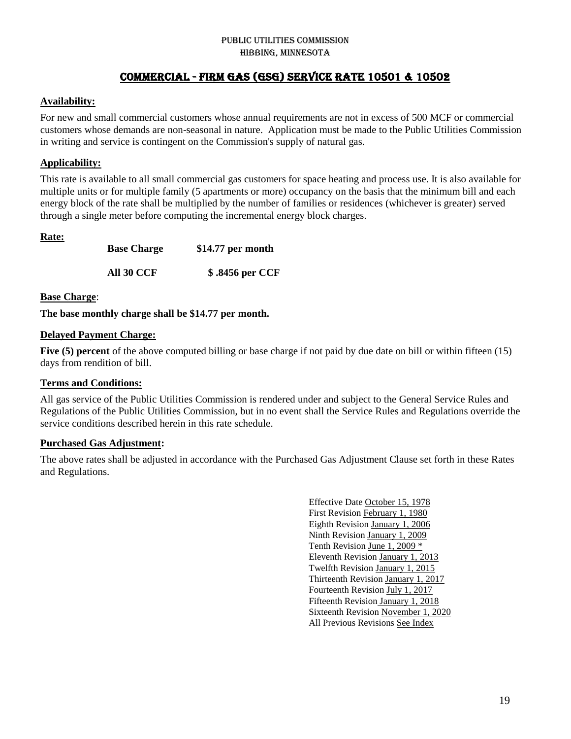PUBLIC UTILITIES COMMISSION
HIBBING, MINNESOTA

# COMMERCIAL - FIRM GAS (GSG) SERVICE RATE 10501 & 10502

**Availability:**

For new and small commercial customers whose annual requirements are not in excess of 500 MCF or commercial customers whose demands are non-seasonal in nature. Application must be made to the Public Utilities Commission in writing and service is contingent on the Commission's supply of natural gas.

**Applicability:**

This rate is available to all small commercial gas customers for space heating and process use. It is also available for multiple units or for multiple family (5 apartments or more) occupancy on the basis that the minimum bill and each energy block of the rate shall be multiplied by the number of families or residences (whichever is greater) served through a single meter before computing the incremental energy block charges.

**Rate:**

| | |
|---|---|
| **Base Charge** | **$14.77 per month** |
| **All 30 CCF** | **$ .8456 per CCF** |

**Base Charge**:

**The base monthly charge shall be $14.77 per month.**

**Delayed Payment Charge:**

**Five (5) percent** of the above computed billing or base charge if not paid by due date on bill or within fifteen (15) days from rendition of bill.

**Terms and Conditions:**

All gas service of the Public Utilities Commission is rendered under and subject to the General Service Rules and Regulations of the Public Utilities Commission, but in no event shall the Service Rules and Regulations override the service conditions described herein in this rate schedule.

**Purchased Gas Adjustment:**

The above rates shall be adjusted in accordance with the Purchased Gas Adjustment Clause set forth in these Rates and Regulations.

Effective Date October 15, 1978
First Revision February 1, 1980
Eighth Revision January 1, 2006
Ninth Revision January 1, 2009
Tenth Revision June 1, 2009 *
Eleventh Revision January 1, 2013
Twelfth Revision January 1, 2015
Thirteenth Revision January 1, 2017
Fourteenth Revision July 1, 2017
Fifteenth Revision January 1, 2018
Sixteenth Revision November 1, 2020
All Previous Revisions See Index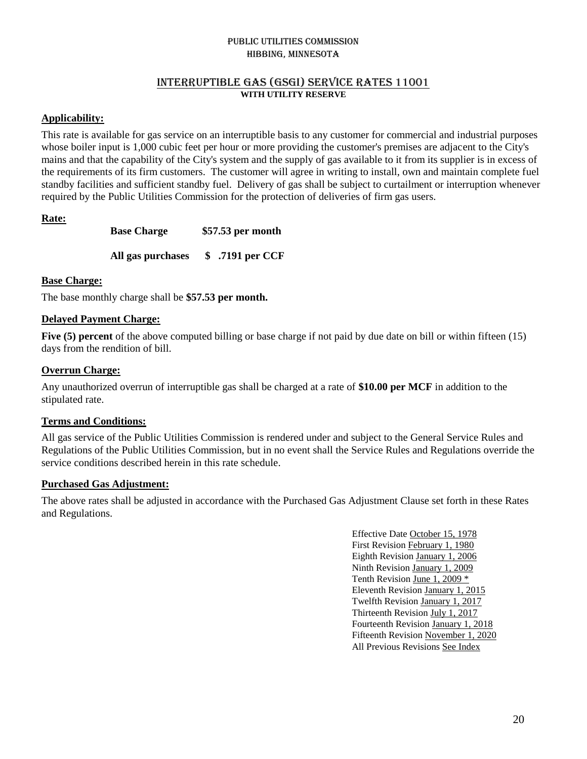PUBLIC UTILITIES COMMISSION
HIBBING, MINNESOTA

# INTERRUPTIBLE GAS (GSGI) SERVICE RATES 11001

**WITH UTILITY RESERVE**

**Applicability:**

This rate is available for gas service on an interruptible basis to any customer for commercial and industrial purposes whose boiler input is 1,000 cubic feet per hour or more providing the customer's premises are adjacent to the City's mains and that the capability of the City's system and the supply of gas available to it from its supplier is in excess of the requirements of its firm customers. The customer will agree in writing to install, own and maintain complete fuel standby facilities and sufficient standby fuel. Delivery of gas shall be subject to curtailment or interruption whenever required by the Public Utilities Commission for the protection of deliveries of firm gas users.

**Rate:**

**Base Charge** **$57.53 per month**

**All gas purchases** **$ .7191 per CCF**

**Base Charge:**

The base monthly charge shall be **$57.53 per month.**

**Delayed Payment Charge:**

**Five (5) percent** of the above computed billing or base charge if not paid by due date on bill or within fifteen (15) days from the rendition of bill.

**Overrun Charge:**

Any unauthorized overrun of interruptible gas shall be charged at a rate of **$10.00 per MCF** in addition to the stipulated rate.

**Terms and Conditions:**

All gas service of the Public Utilities Commission is rendered under and subject to the General Service Rules and Regulations of the Public Utilities Commission, but in no event shall the Service Rules and Regulations override the service conditions described herein in this rate schedule.

**Purchased Gas Adjustment:**

The above rates shall be adjusted in accordance with the Purchased Gas Adjustment Clause set forth in these Rates and Regulations.

Effective Date October 15, 1978
First Revision February 1, 1980
Eighth Revision January 1, 2006
Ninth Revision January 1, 2009
Tenth Revision June 1, 2009 *
Eleventh Revision January 1, 2015
Twelfth Revision January 1, 2017
Thirteenth Revision July 1, 2017
Fourteenth Revision January 1, 2018
Fifteenth Revision November 1, 2020
All Previous Revisions See Index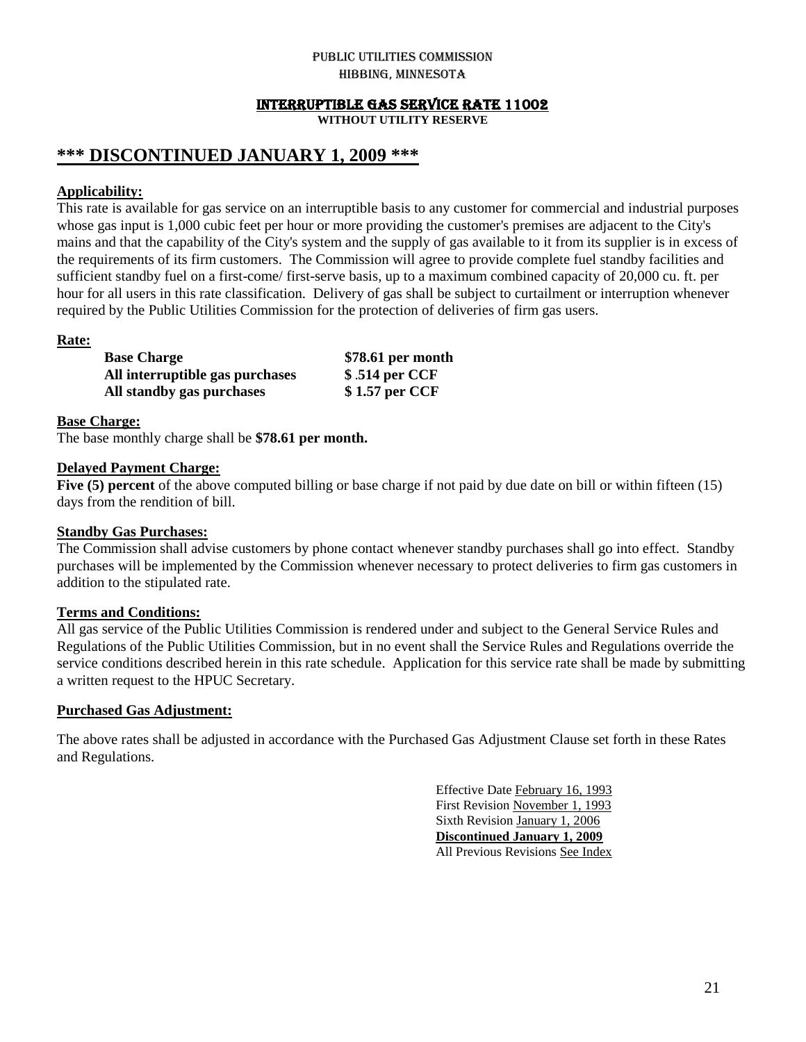PUBLIC UTILITIES COMMISSION

HIBBING, MINNESOTA

# INTERRUPTIBLE GAS SERVICE RATE 11002

**WITHOUT UTILITY RESERVE**

## *** DISCONTINUED JANUARY 1, 2009 ***

**Applicability:**

This rate is available for gas service on an interruptible basis to any customer for commercial and industrial purposes whose gas input is 1,000 cubic feet per hour or more providing the customer's premises are adjacent to the City's mains and that the capability of the City's system and the supply of gas available to it from its supplier is in excess of the requirements of its firm customers. The Commission will agree to provide complete fuel standby facilities and sufficient standby fuel on a first-come/ first-serve basis, up to a maximum combined capacity of 20,000 cu. ft. per hour for all users in this rate classification. Delivery of gas shall be subject to curtailment or interruption whenever required by the Public Utilities Commission for the protection of deliveries of firm gas users.

**Rate:**

| | |
|---|---|
| **Base Charge** | **$78.61 per month** |
| **All interruptible gas purchases** | **$ .514 per CCF** |
| **All standby gas purchases** | **$ 1.57 per CCF** |

**Base Charge:**

The base monthly charge shall be **$78.61 per month.**

**Delayed Payment Charge:**

**Five (5) percent** of the above computed billing or base charge if not paid by due date on bill or within fifteen (15) days from the rendition of bill.

**Standby Gas Purchases:**

The Commission shall advise customers by phone contact whenever standby purchases shall go into effect. Standby purchases will be implemented by the Commission whenever necessary to protect deliveries to firm gas customers in addition to the stipulated rate.

**Terms and Conditions:**

All gas service of the Public Utilities Commission is rendered under and subject to the General Service Rules and Regulations of the Public Utilities Commission, but in no event shall the Service Rules and Regulations override the service conditions described herein in this rate schedule. Application for this service rate shall be made by submitting a written request to the HPUC Secretary.

**Purchased Gas Adjustment:**

The above rates shall be adjusted in accordance with the Purchased Gas Adjustment Clause set forth in these Rates and Regulations.

Effective Date February 16, 1993
First Revision November 1, 1993
Sixth Revision January 1, 2006
**Discontinued January 1, 2009**
All Previous Revisions See Index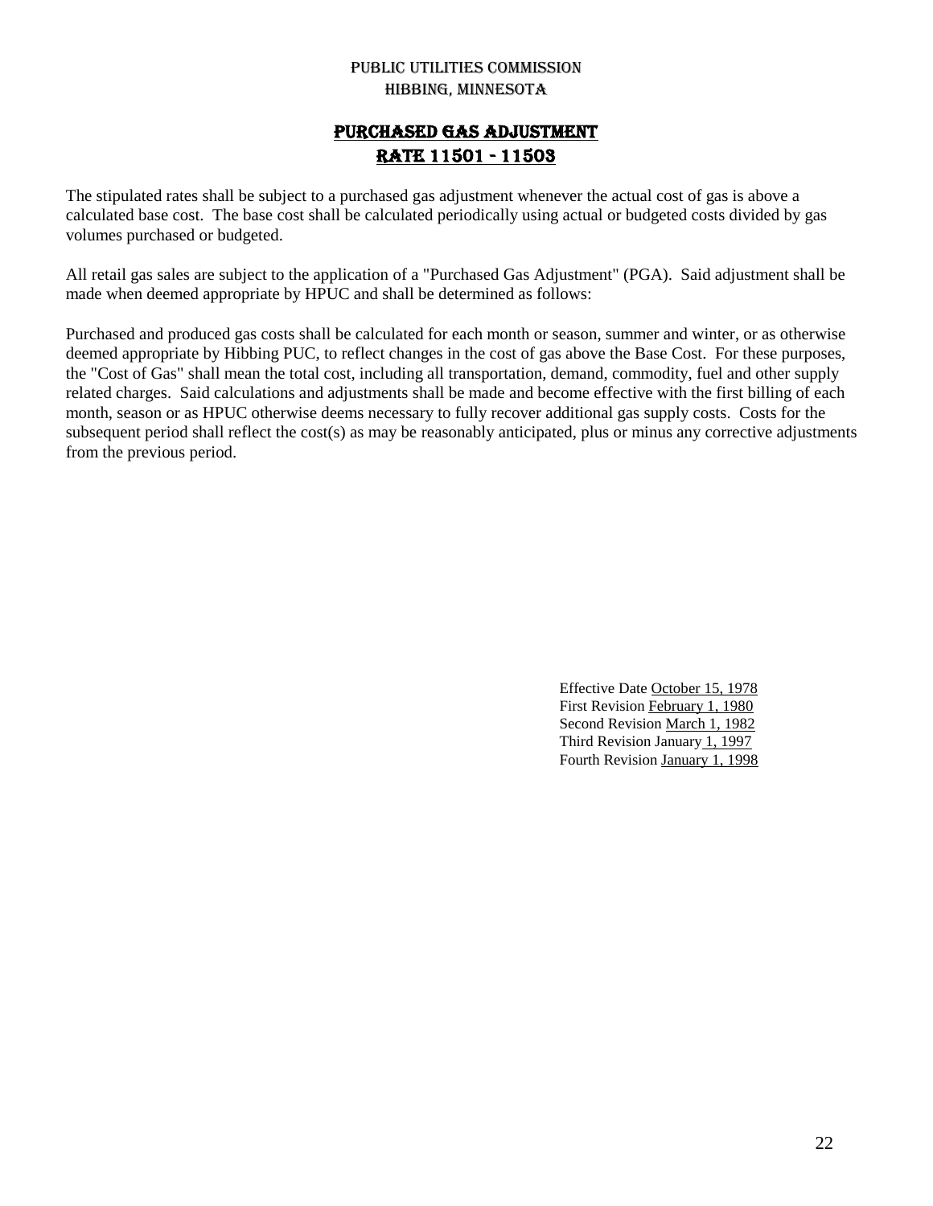PUBLIC UTILITIES COMMISSION
HIBBING, MINNESOTA

# PURCHASED GAS ADJUSTMENT
# RATE 11501 - 11503

The stipulated rates shall be subject to a purchased gas adjustment whenever the actual cost of gas is above a calculated base cost. The base cost shall be calculated periodically using actual or budgeted costs divided by gas volumes purchased or budgeted.

All retail gas sales are subject to the application of a "Purchased Gas Adjustment" (PGA). Said adjustment shall be made when deemed appropriate by HPUC and shall be determined as follows:

Purchased and produced gas costs shall be calculated for each month or season, summer and winter, or as otherwise deemed appropriate by Hibbing PUC, to reflect changes in the cost of gas above the Base Cost. For these purposes, the "Cost of Gas" shall mean the total cost, including all transportation, demand, commodity, fuel and other supply related charges. Said calculations and adjustments shall be made and become effective with the first billing of each month, season or as HPUC otherwise deems necessary to fully recover additional gas supply costs. Costs for the subsequent period shall reflect the cost(s) as may be reasonably anticipated, plus or minus any corrective adjustments from the previous period.

Effective Date October 15, 1978
First Revision February 1, 1980
Second Revision March 1, 1982
Third Revision January 1, 1997
Fourth Revision January 1, 1998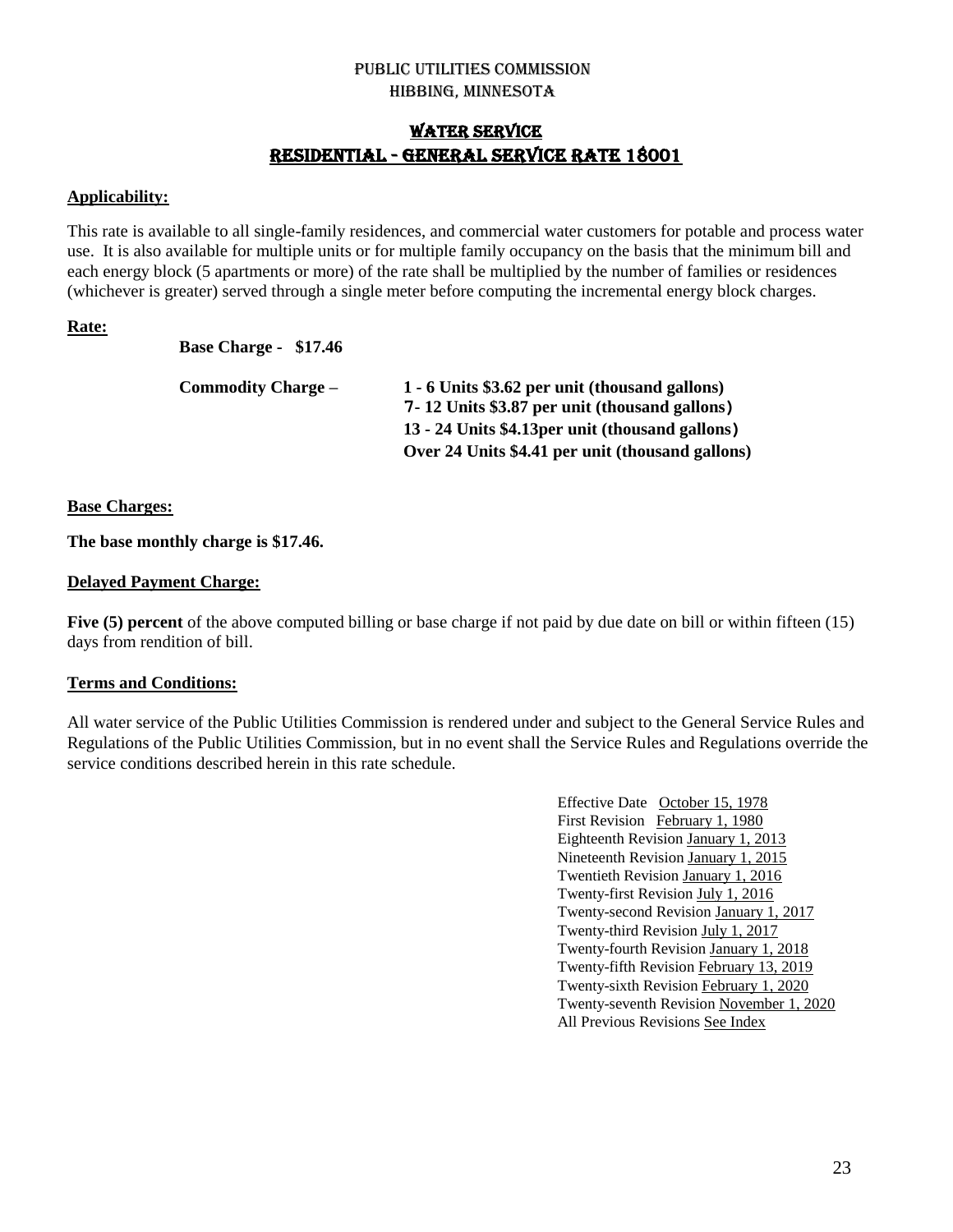# PUBLIC UTILITIES COMMISSION
# HIBBING, MINNESOTA

## WATER SERVICE
## RESIDENTIAL - GENERAL SERVICE RATE 18001

**Applicability:**

This rate is available to all single-family residences, and commercial water customers for potable and process water use. It is also available for multiple units or for multiple family occupancy on the basis that the minimum bill and each energy block (5 apartments or more) of the rate shall be multiplied by the number of families or residences (whichever is greater) served through a single meter before computing the incremental energy block charges.

**Rate:**

**Base Charge - $17.46**

**Commodity Charge –**
**1 - 6 Units $3.62 per unit (thousand gallons)**
**7- 12 Units $3.87 per unit (thousand gallons)**
**13 - 24 Units $4.13per unit (thousand gallons)**
**Over 24 Units $4.41 per unit (thousand gallons)**

**Base Charges:**

**The base monthly charge is $17.46.**

**Delayed Payment Charge:**

**Five (5) percent** of the above computed billing or base charge if not paid by due date on bill or within fifteen (15) days from rendition of bill.

**Terms and Conditions:**

All water service of the Public Utilities Commission is rendered under and subject to the General Service Rules and Regulations of the Public Utilities Commission, but in no event shall the Service Rules and Regulations override the service conditions described herein in this rate schedule.

Effective Date October 15, 1978
First Revision February 1, 1980
Eighteenth Revision January 1, 2013
Nineteenth Revision January 1, 2015
Twentieth Revision January 1, 2016
Twenty-first Revision July 1, 2016
Twenty-second Revision January 1, 2017
Twenty-third Revision July 1, 2017
Twenty-fourth Revision January 1, 2018
Twenty-fifth Revision February 13, 2019
Twenty-sixth Revision February 1, 2020
Twenty-seventh Revision November 1, 2020
All Previous Revisions See Index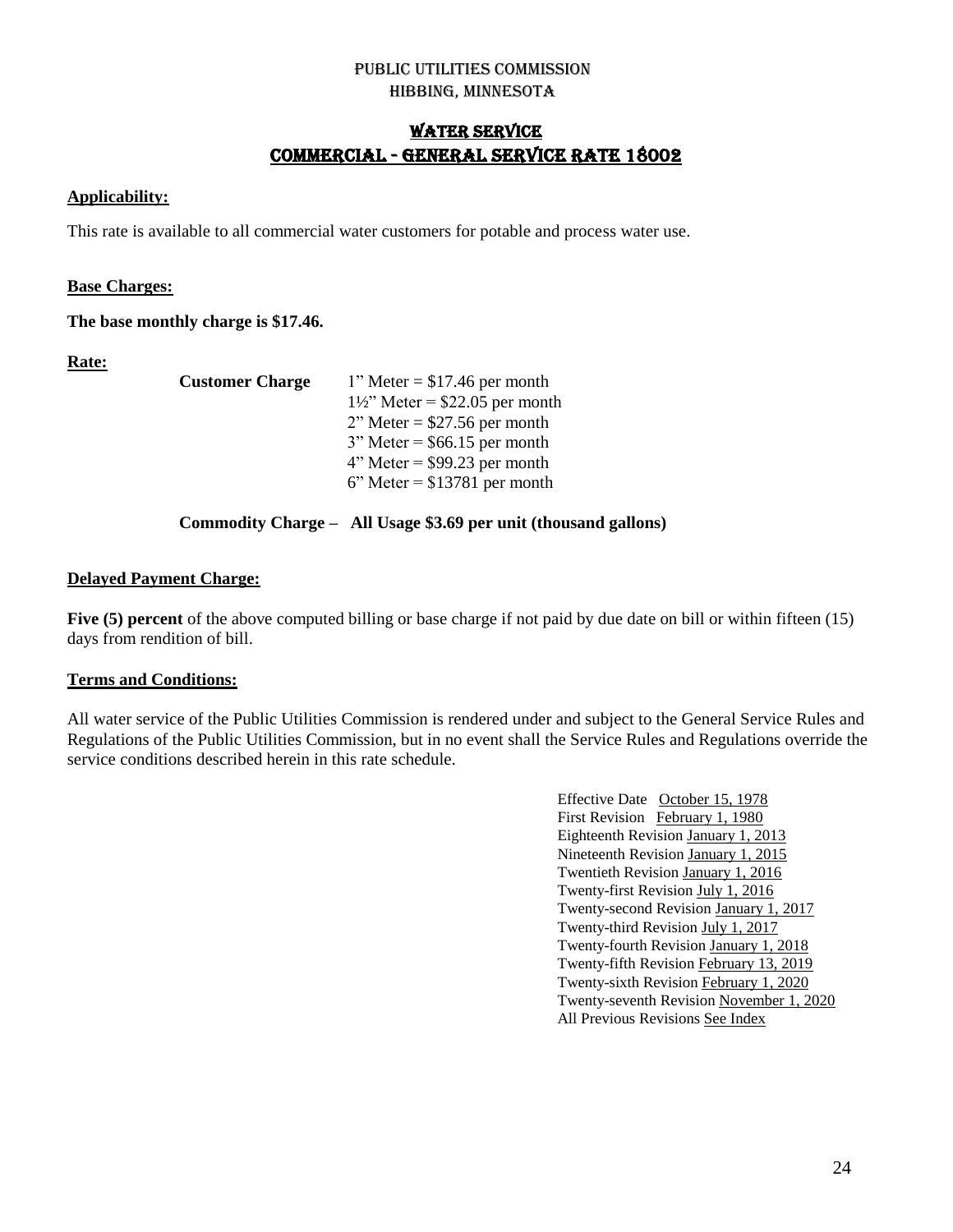# PUBLIC UTILITIES COMMISSION
# HIBBING, MINNESOTA

## WATER SERVICE
## COMMERCIAL - GENERAL SERVICE RATE 18002

**Applicability:**

This rate is available to all commercial water customers for potable and process water use.

**Base Charges:**

**The base monthly charge is $17.46.**

**Rate:**

**Customer Charge**
1" Meter = $17.46 per month
1½" Meter = $22.05 per month
2" Meter = $27.56 per month
3" Meter = $66.15 per month
4" Meter = $99.23 per month
6" Meter = $13781 per month

**Commodity Charge – All Usage $3.69 per unit (thousand gallons)**

**Delayed Payment Charge:**

**Five (5) percent** of the above computed billing or base charge if not paid by due date on bill or within fifteen (15) days from rendition of bill.

**Terms and Conditions:**

All water service of the Public Utilities Commission is rendered under and subject to the General Service Rules and Regulations of the Public Utilities Commission, but in no event shall the Service Rules and Regulations override the service conditions described herein in this rate schedule.

Effective Date October 15, 1978
First Revision February 1, 1980
Eighteenth Revision January 1, 2013
Nineteenth Revision January 1, 2015
Twentieth Revision January 1, 2016
Twenty-first Revision July 1, 2016
Twenty-second Revision January 1, 2017
Twenty-third Revision July 1, 2017
Twenty-fourth Revision January 1, 2018
Twenty-fifth Revision February 13, 2019
Twenty-sixth Revision February 1, 2020
Twenty-seventh Revision November 1, 2020
All Previous Revisions See Index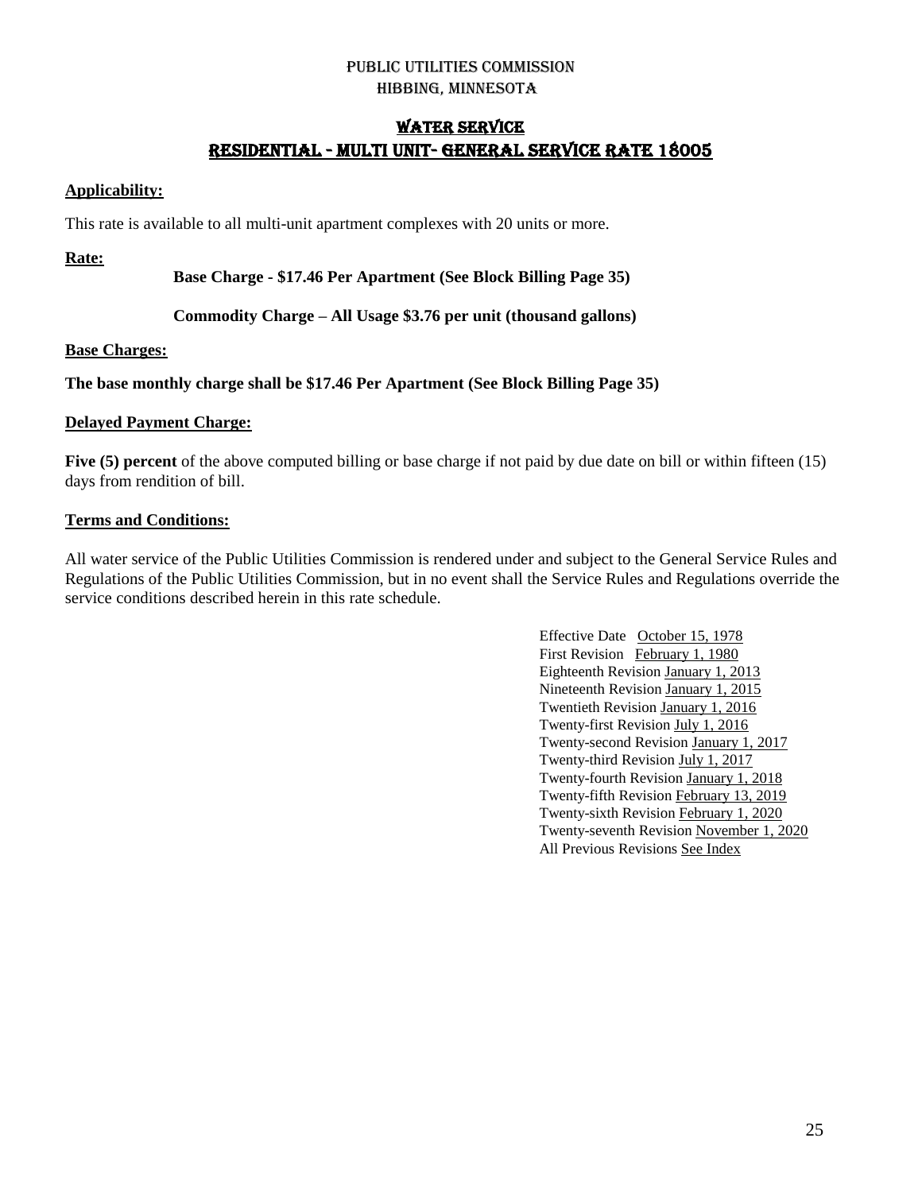# PUBLIC UTILITIES COMMISSION
# HIBBING, MINNESOTA

## WATER SERVICE
## RESIDENTIAL - MULTI UNIT- GENERAL SERVICE RATE 18005

**Applicability:**

This rate is available to all multi-unit apartment complexes with 20 units or more.

**Rate:**

**Base Charge - $17.46 Per Apartment (See Block Billing Page 35)**

**Commodity Charge – All Usage $3.76 per unit (thousand gallons)**

**Base Charges:**

**The base monthly charge shall be $17.46 Per Apartment (See Block Billing Page 35)**

**Delayed Payment Charge:**

**Five (5) percent** of the above computed billing or base charge if not paid by due date on bill or within fifteen (15) days from rendition of bill.

**Terms and Conditions:**

All water service of the Public Utilities Commission is rendered under and subject to the General Service Rules and Regulations of the Public Utilities Commission, but in no event shall the Service Rules and Regulations override the service conditions described herein in this rate schedule.

Effective Date October 15, 1978
First Revision February 1, 1980
Eighteenth Revision January 1, 2013
Nineteenth Revision January 1, 2015
Twentieth Revision January 1, 2016
Twenty-first Revision July 1, 2016
Twenty-second Revision January 1, 2017
Twenty-third Revision July 1, 2017
Twenty-fourth Revision January 1, 2018
Twenty-fifth Revision February 13, 2019
Twenty-sixth Revision February 1, 2020
Twenty-seventh Revision November 1, 2020
All Previous Revisions See Index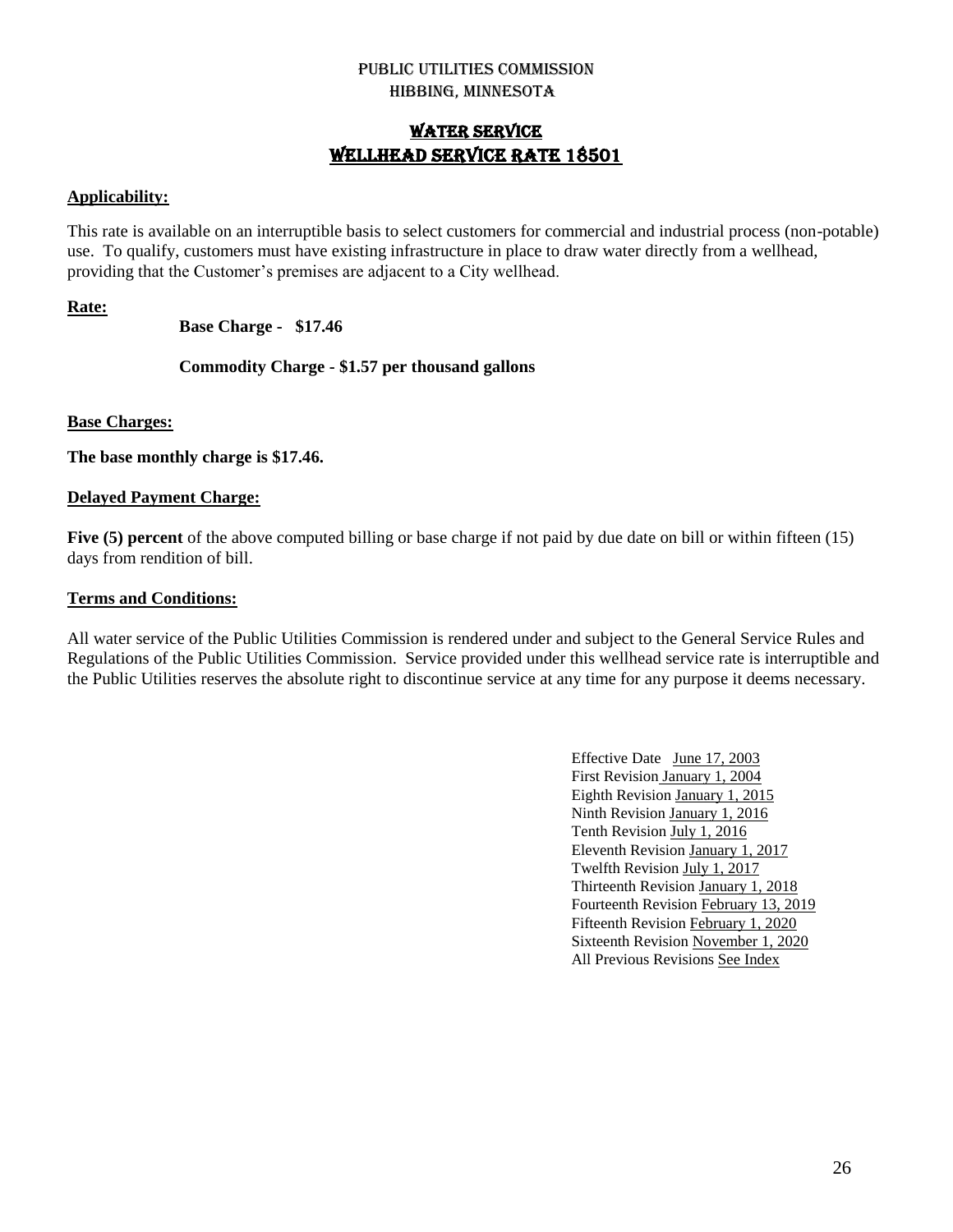# PUBLIC UTILITIES COMMISSION
# HIBBING, MINNESOTA

## WATER SERVICE
## WELLHEAD SERVICE RATE 18501

**Applicability:**

This rate is available on an interruptible basis to select customers for commercial and industrial process (non-potable) use. To qualify, customers must have existing infrastructure in place to draw water directly from a wellhead, providing that the Customer's premises are adjacent to a City wellhead.

**Rate:**

**Base Charge - $17.46**

**Commodity Charge - $1.57 per thousand gallons**

**Base Charges:**

**The base monthly charge is $17.46.**

**Delayed Payment Charge:**

**Five (5) percent** of the above computed billing or base charge if not paid by due date on bill or within fifteen (15) days from rendition of bill.

**Terms and Conditions:**

All water service of the Public Utilities Commission is rendered under and subject to the General Service Rules and Regulations of the Public Utilities Commission. Service provided under this wellhead service rate is interruptible and the Public Utilities reserves the absolute right to discontinue service at any time for any purpose it deems necessary.

Effective Date June 17, 2003
First Revision January 1, 2004
Eighth Revision January 1, 2015
Ninth Revision January 1, 2016
Tenth Revision July 1, 2016
Eleventh Revision January 1, 2017
Twelfth Revision July 1, 2017
Thirteenth Revision January 1, 2018
Fourteenth Revision February 13, 2019
Fifteenth Revision February 1, 2020
Sixteenth Revision November 1, 2020
All Previous Revisions See Index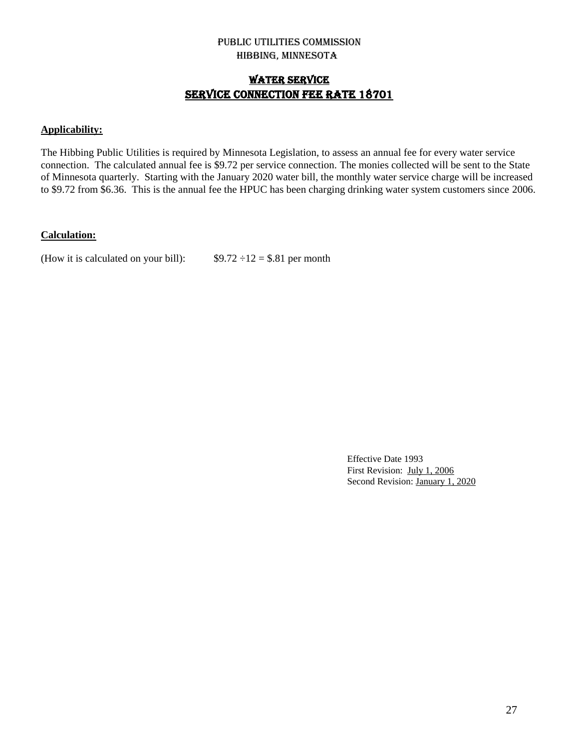# PUBLIC UTILITIES COMMISSION
# HIBBING, MINNESOTA

## WATER SERVICE
## SERVICE CONNECTION FEE RATE 18701

**Applicability:**

The Hibbing Public Utilities is required by Minnesota Legislation, to assess an annual fee for every water service connection. The calculated annual fee is $9.72 per service connection. The monies collected will be sent to the State of Minnesota quarterly. Starting with the January 2020 water bill, the monthly water service charge will be increased to $9.72 from $6.36. This is the annual fee the HPUC has been charging drinking water system customers since 2006.

**Calculation:**

(How it is calculated on your bill): $9.72 ÷12 = $.81 per month

Effective Date 1993
First Revision: July 1, 2006
Second Revision: January 1, 2020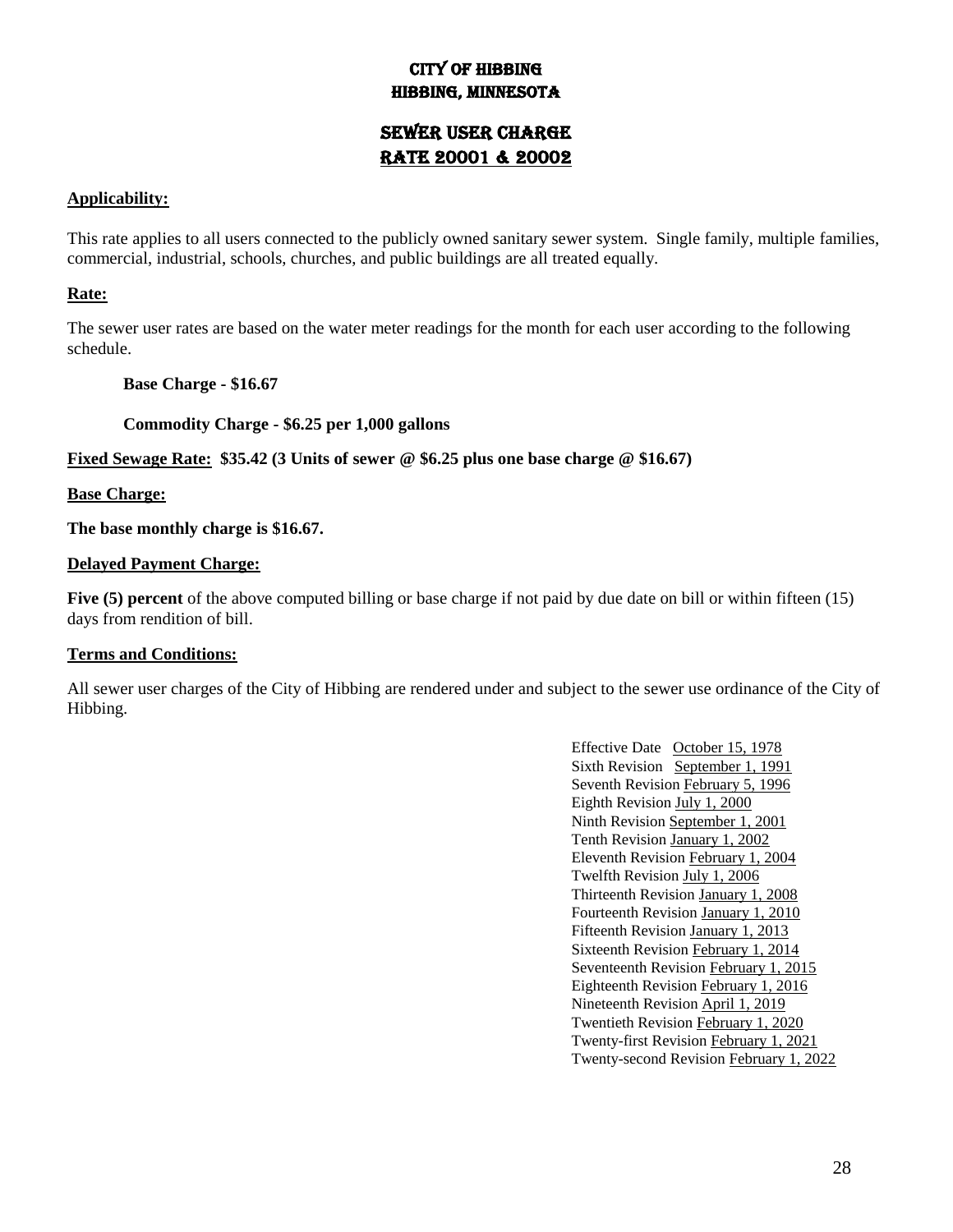# CITY OF HIBBING
# HIBBING, MINNESOTA

## SEWER USER CHARGE
## RATE 20001 & 20002

**Applicability:**

This rate applies to all users connected to the publicly owned sanitary sewer system. Single family, multiple families, commercial, industrial, schools, churches, and public buildings are all treated equally.

**Rate:**

The sewer user rates are based on the water meter readings for the month for each user according to the following schedule.

**Base Charge - $16.67**

**Commodity Charge - $6.25 per 1,000 gallons**

**Fixed Sewage Rate: $35.42 (3 Units of sewer @ $6.25 plus one base charge @ $16.67)**

**Base Charge:**

**The base monthly charge is $16.67.**

**Delayed Payment Charge:**

**Five (5) percent** of the above computed billing or base charge if not paid by due date on bill or within fifteen (15) days from rendition of bill.

**Terms and Conditions:**

All sewer user charges of the City of Hibbing are rendered under and subject to the sewer use ordinance of the City of Hibbing.

Effective Date October 15, 1978
Sixth Revision September 1, 1991
Seventh Revision February 5, 1996
Eighth Revision July 1, 2000
Ninth Revision September 1, 2001
Tenth Revision January 1, 2002
Eleventh Revision February 1, 2004
Twelfth Revision July 1, 2006
Thirteenth Revision January 1, 2008
Fourteenth Revision January 1, 2010
Fifteenth Revision January 1, 2013
Sixteenth Revision February 1, 2014
Seventeenth Revision February 1, 2015
Eighteenth Revision February 1, 2016
Nineteenth Revision April 1, 2019
Twentieth Revision February 1, 2020
Twenty-first Revision February 1, 2021
Twenty-second Revision February 1, 2022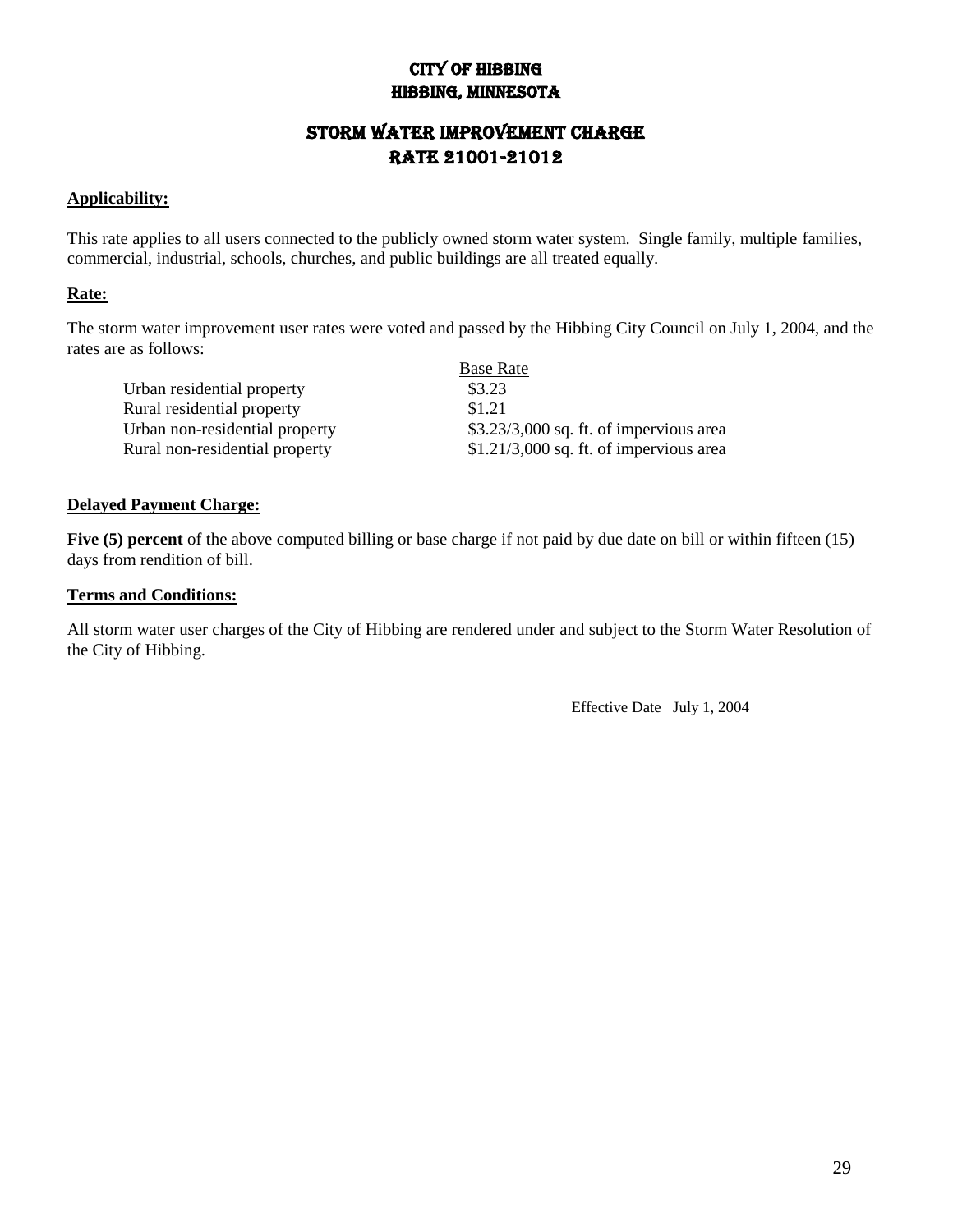# CITY OF HIBBING
# HIBBING, MINNESOTA

## STORM WATER IMPROVEMENT CHARGE
## RATE 21001-21012

**Applicability:**

This rate applies to all users connected to the publicly owned storm water system. Single family, multiple families, commercial, industrial, schools, churches, and public buildings are all treated equally.

**Rate:**

The storm water improvement user rates were voted and passed by the Hibbing City Council on July 1, 2004, and the rates are as follows:

| | Base Rate |
|---|---|
| Urban residential property | $3.23 |
| Rural residential property | $1.21 |
| Urban non-residential property | $3.23/3,000 sq. ft. of impervious area |
| Rural non-residential property | $1.21/3,000 sq. ft. of impervious area |

**Delayed Payment Charge:**

**Five (5) percent** of the above computed billing or base charge if not paid by due date on bill or within fifteen (15) days from rendition of bill.

**Terms and Conditions:**

All storm water user charges of the City of Hibbing are rendered under and subject to the Storm Water Resolution of the City of Hibbing.

Effective Date July 1, 2004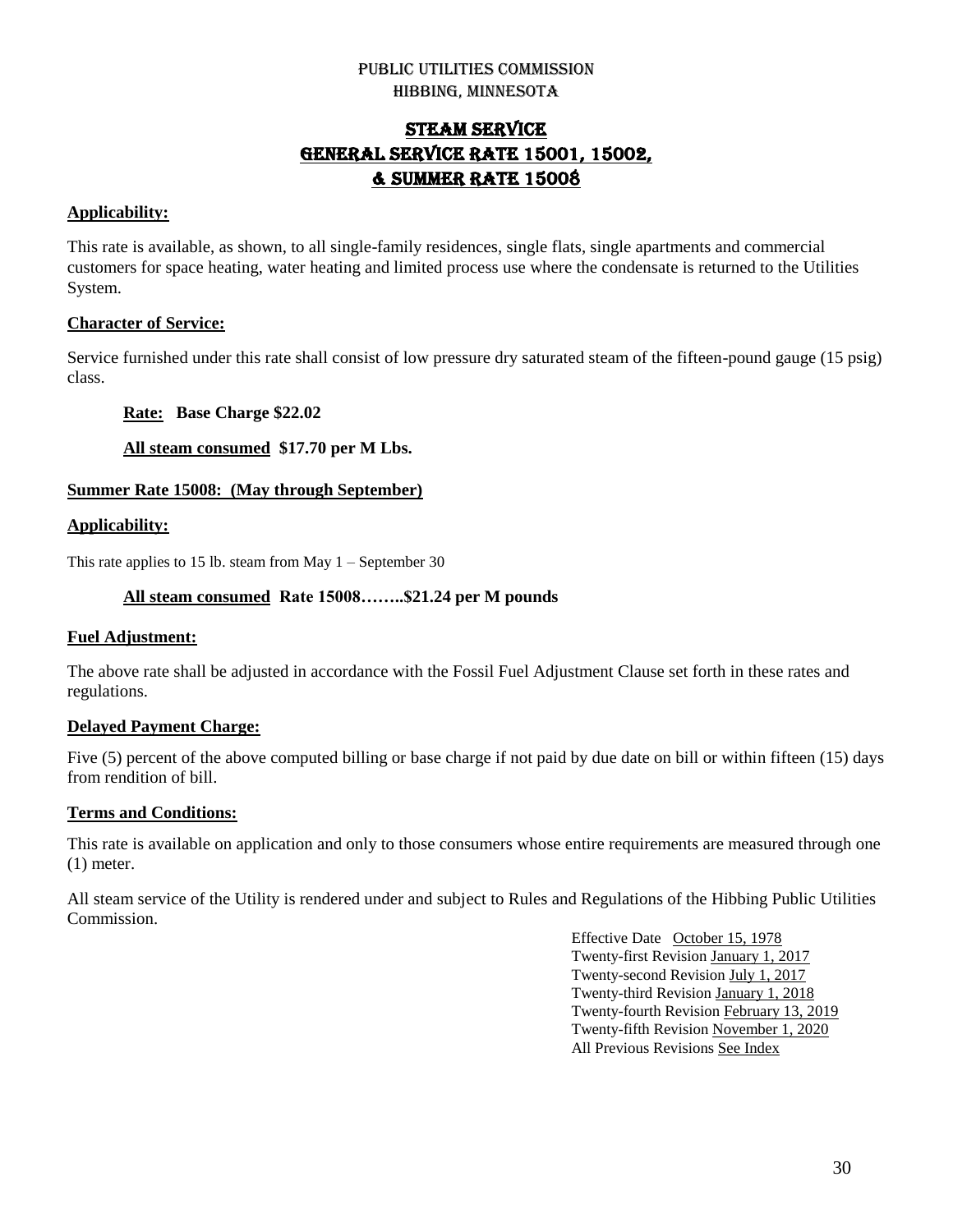PUBLIC UTILITIES COMMISSION
HIBBING, MINNESOTA

# STEAM SERVICE
# GENERAL SERVICE RATE 15001, 15002, & SUMMER RATE 15008

**Applicability:**

This rate is available, as shown, to all single-family residences, single flats, single apartments and commercial customers for space heating, water heating and limited process use where the condensate is returned to the Utilities System.

**Character of Service:**

Service furnished under this rate shall consist of low pressure dry saturated steam of the fifteen-pound gauge (15 psig) class.

**Rate:** **Base Charge $22.02**

**All steam consumed** **$17.70 per M Lbs.**

**Summer Rate 15008: (May through September)**

**Applicability:**

This rate applies to 15 lb. steam from May 1 – September 30

**All steam consumed** **Rate 15008……..$21.24 per M pounds**

**Fuel Adjustment:**

The above rate shall be adjusted in accordance with the Fossil Fuel Adjustment Clause set forth in these rates and regulations.

**Delayed Payment Charge:**

Five (5) percent of the above computed billing or base charge if not paid by due date on bill or within fifteen (15) days from rendition of bill.

**Terms and Conditions:**

This rate is available on application and only to those consumers whose entire requirements are measured through one (1) meter.

All steam service of the Utility is rendered under and subject to Rules and Regulations of the Hibbing Public Utilities Commission.

Effective Date October 15, 1978
Twenty-first Revision January 1, 2017
Twenty-second Revision July 1, 2017
Twenty-third Revision January 1, 2018
Twenty-fourth Revision February 13, 2019
Twenty-fifth Revision November 1, 2020
All Previous Revisions See Index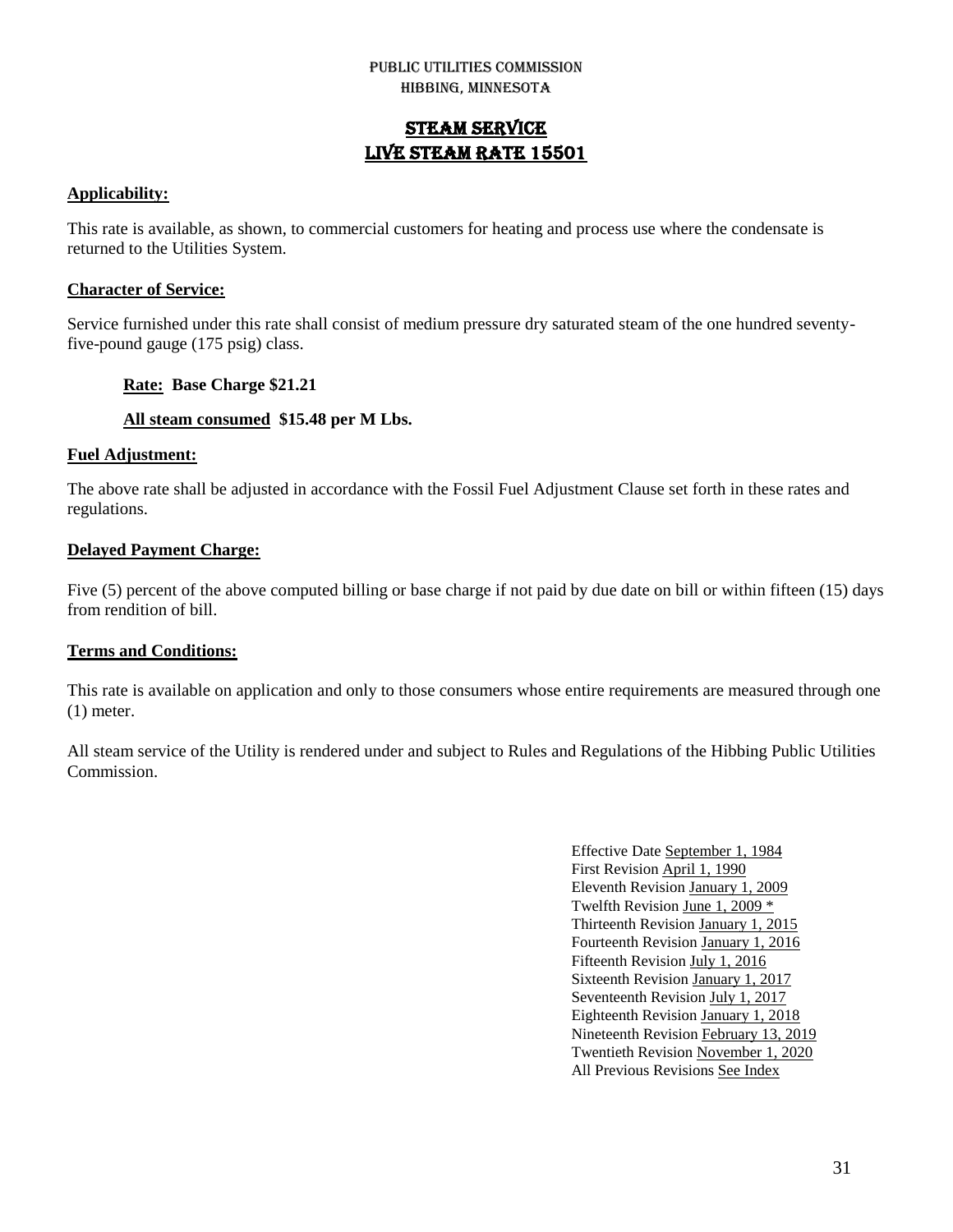PUBLIC UTILITIES COMMISSION
HIBBING, MINNESOTA

# STEAM SERVICE
# LIVE STEAM RATE 15501

**Applicability:**

This rate is available, as shown, to commercial customers for heating and process use where the condensate is returned to the Utilities System.

**Character of Service:**

Service furnished under this rate shall consist of medium pressure dry saturated steam of the one hundred seventy-five-pound gauge (175 psig) class.

**Rate:** **Base Charge $21.21**

**All steam consumed** **$15.48 per M Lbs.**

**Fuel Adjustment:**

The above rate shall be adjusted in accordance with the Fossil Fuel Adjustment Clause set forth in these rates and regulations.

**Delayed Payment Charge:**

Five (5) percent of the above computed billing or base charge if not paid by due date on bill or within fifteen (15) days from rendition of bill.

**Terms and Conditions:**

This rate is available on application and only to those consumers whose entire requirements are measured through one (1) meter.

All steam service of the Utility is rendered under and subject to Rules and Regulations of the Hibbing Public Utilities Commission.

Effective Date September 1, 1984
First Revision April 1, 1990
Eleventh Revision January 1, 2009
Twelfth Revision June 1, 2009 *
Thirteenth Revision January 1, 2015
Fourteenth Revision January 1, 2016
Fifteenth Revision July 1, 2016
Sixteenth Revision January 1, 2017
Seventeenth Revision July 1, 2017
Eighteenth Revision January 1, 2018
Nineteenth Revision February 13, 2019
Twentieth Revision November 1, 2020
All Previous Revisions See Index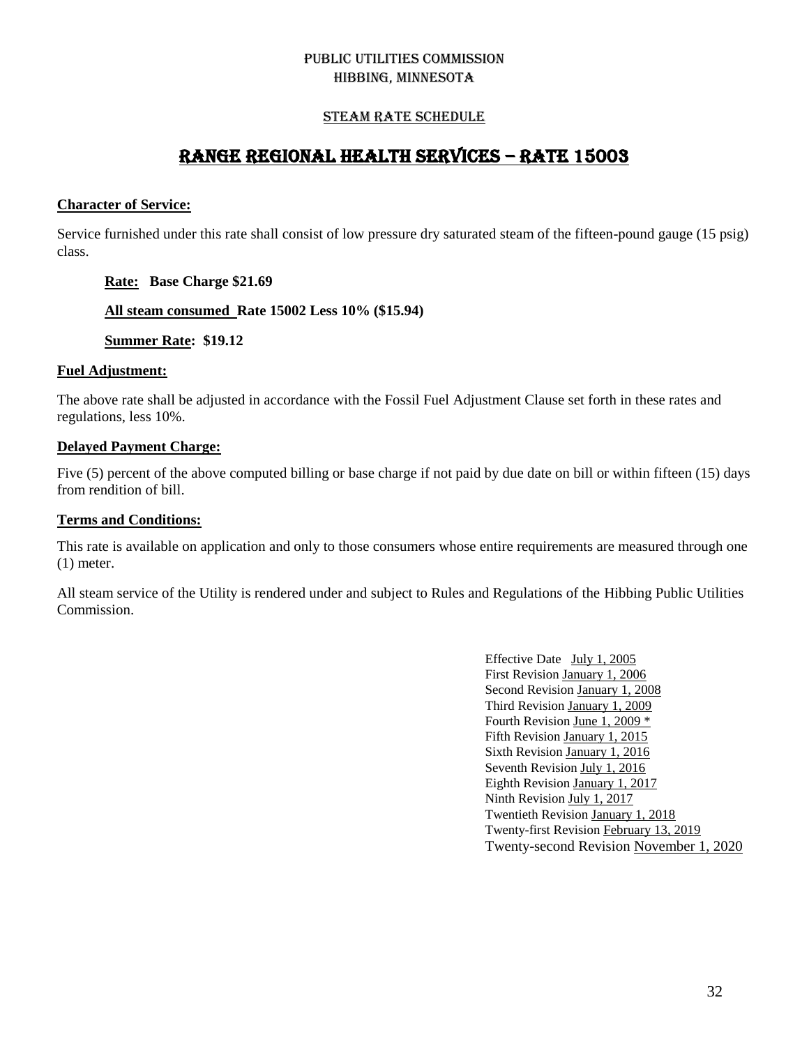PUBLIC UTILITIES COMMISSION
HIBBING, MINNESOTA

STEAM RATE SCHEDULE

# RANGE REGIONAL HEALTH SERVICES – RATE 15003

**Character of Service:**

Service furnished under this rate shall consist of low pressure dry saturated steam of the fifteen-pound gauge (15 psig) class.

**Rate: Base Charge $21.69**

**All steam consumed Rate 15002 Less 10% ($15.94)**

**Summer Rate: $19.12**

**Fuel Adjustment:**

The above rate shall be adjusted in accordance with the Fossil Fuel Adjustment Clause set forth in these rates and regulations, less 10%.

**Delayed Payment Charge:**

Five (5) percent of the above computed billing or base charge if not paid by due date on bill or within fifteen (15) days from rendition of bill.

**Terms and Conditions:**

This rate is available on application and only to those consumers whose entire requirements are measured through one (1) meter.

All steam service of the Utility is rendered under and subject to Rules and Regulations of the Hibbing Public Utilities Commission.

Effective Date July 1, 2005
First Revision January 1, 2006
Second Revision January 1, 2008
Third Revision January 1, 2009
Fourth Revision June 1, 2009 *
Fifth Revision January 1, 2015
Sixth Revision January 1, 2016
Seventh Revision July 1, 2016
Eighth Revision January 1, 2017
Ninth Revision July 1, 2017
Twentieth Revision January 1, 2018
Twenty-first Revision February 13, 2019
Twenty-second Revision November 1, 2020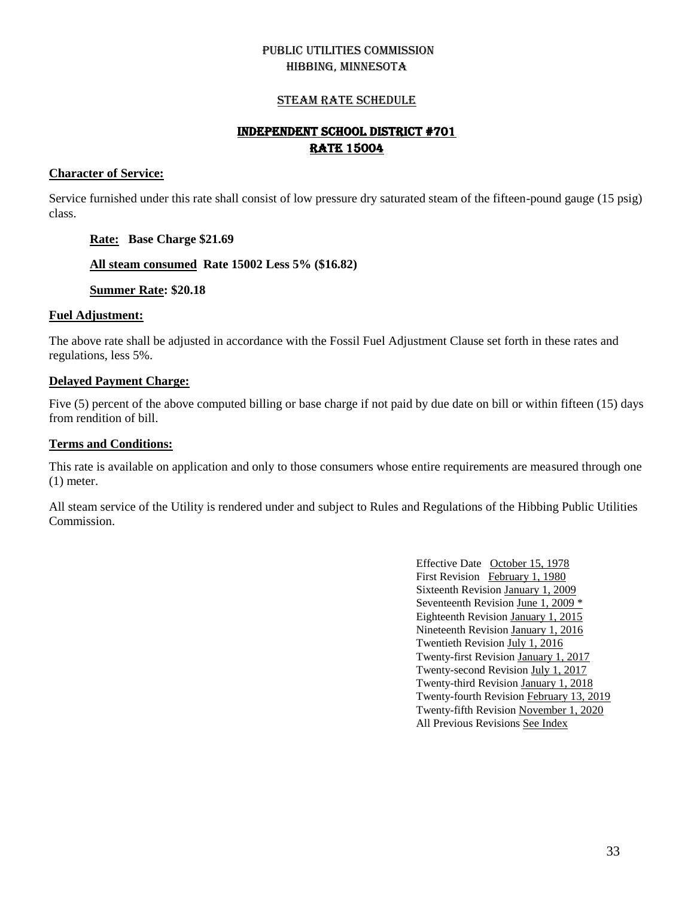# PUBLIC UTILITIES COMMISSION
# HIBBING, MINNESOTA

## STEAM RATE SCHEDULE

## INDEPENDENT SCHOOL DISTRICT #701
## RATE 15004

**Character of Service:**

Service furnished under this rate shall consist of low pressure dry saturated steam of the fifteen-pound gauge (15 psig) class.

**Rate: Base Charge $21.69**

**All steam consumed Rate 15002 Less 5% ($16.82)**

**Summer Rate: $20.18**

**Fuel Adjustment:**

The above rate shall be adjusted in accordance with the Fossil Fuel Adjustment Clause set forth in these rates and regulations, less 5%.

**Delayed Payment Charge:**

Five (5) percent of the above computed billing or base charge if not paid by due date on bill or within fifteen (15) days from rendition of bill.

**Terms and Conditions:**

This rate is available on application and only to those consumers whose entire requirements are measured through one (1) meter.

All steam service of the Utility is rendered under and subject to Rules and Regulations of the Hibbing Public Utilities Commission.

Effective Date October 15, 1978
First Revision February 1, 1980
Sixteenth Revision January 1, 2009
Seventeenth Revision June 1, 2009 *
Eighteenth Revision January 1, 2015
Nineteenth Revision January 1, 2016
Twentieth Revision July 1, 2016
Twenty-first Revision January 1, 2017
Twenty-second Revision July 1, 2017
Twenty-third Revision January 1, 2018
Twenty-fourth Revision February 13, 2019
Twenty-fifth Revision November 1, 2020
All Previous Revisions See Index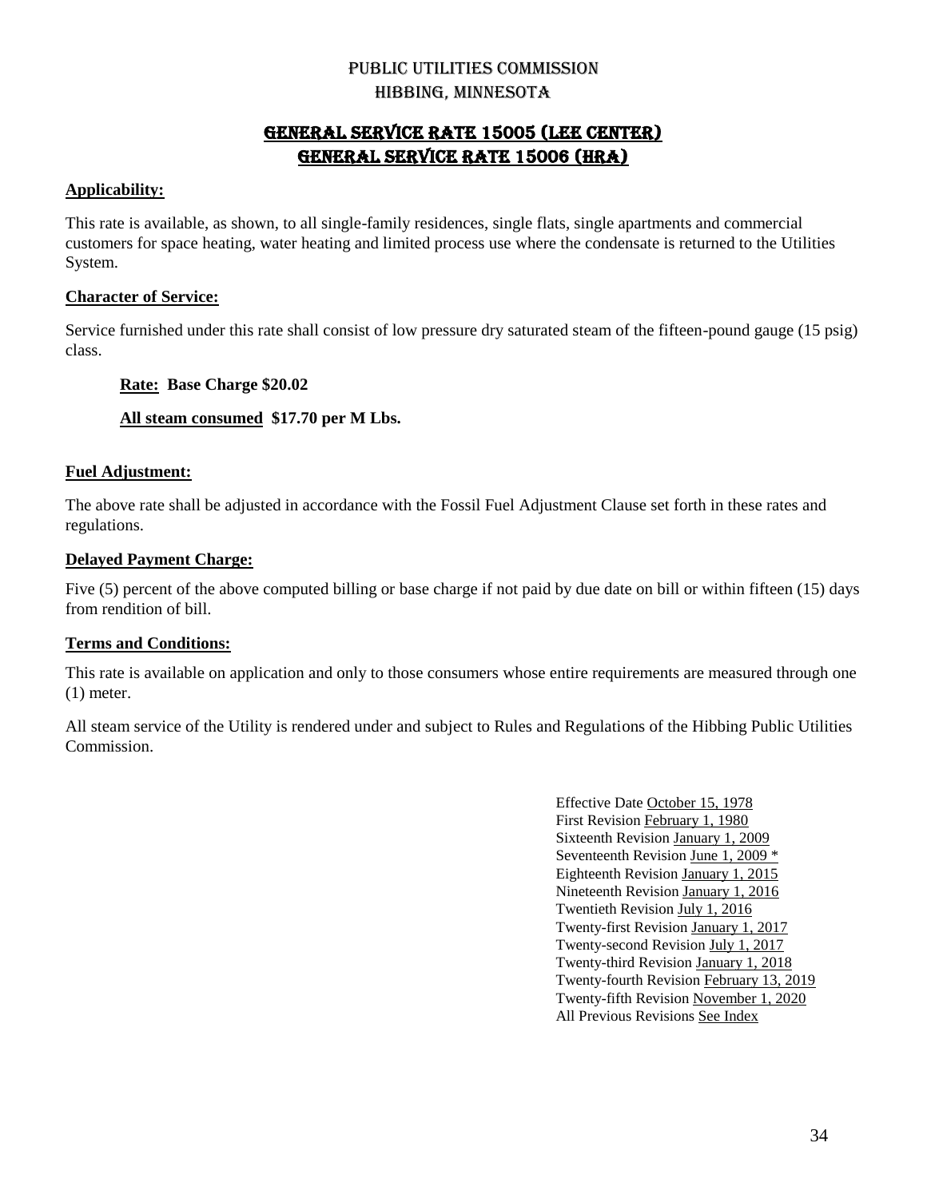# PUBLIC UTILITIES COMMISSION
# HIBBING, MINNESOTA

## GENERAL SERVICE RATE 15005 (LEE CENTER)
## GENERAL SERVICE RATE 15006 (HRA)

**Applicability:**

This rate is available, as shown, to all single-family residences, single flats, single apartments and commercial customers for space heating, water heating and limited process use where the condensate is returned to the Utilities System.

**Character of Service:**

Service furnished under this rate shall consist of low pressure dry saturated steam of the fifteen-pound gauge (15 psig) class.

**Rate: Base Charge $20.02**

**All steam consumed $17.70 per M Lbs.**

**Fuel Adjustment:**

The above rate shall be adjusted in accordance with the Fossil Fuel Adjustment Clause set forth in these rates and regulations.

**Delayed Payment Charge:**

Five (5) percent of the above computed billing or base charge if not paid by due date on bill or within fifteen (15) days from rendition of bill.

**Terms and Conditions:**

This rate is available on application and only to those consumers whose entire requirements are measured through one (1) meter.

All steam service of the Utility is rendered under and subject to Rules and Regulations of the Hibbing Public Utilities Commission.

Effective Date October 15, 1978
First Revision February 1, 1980
Sixteenth Revision January 1, 2009
Seventeenth Revision June 1, 2009 *
Eighteenth Revision January 1, 2015
Nineteenth Revision January 1, 2016
Twentieth Revision July 1, 2016
Twenty-first Revision January 1, 2017
Twenty-second Revision July 1, 2017
Twenty-third Revision January 1, 2018
Twenty-fourth Revision February 13, 2019
Twenty-fifth Revision November 1, 2020
All Previous Revisions See Index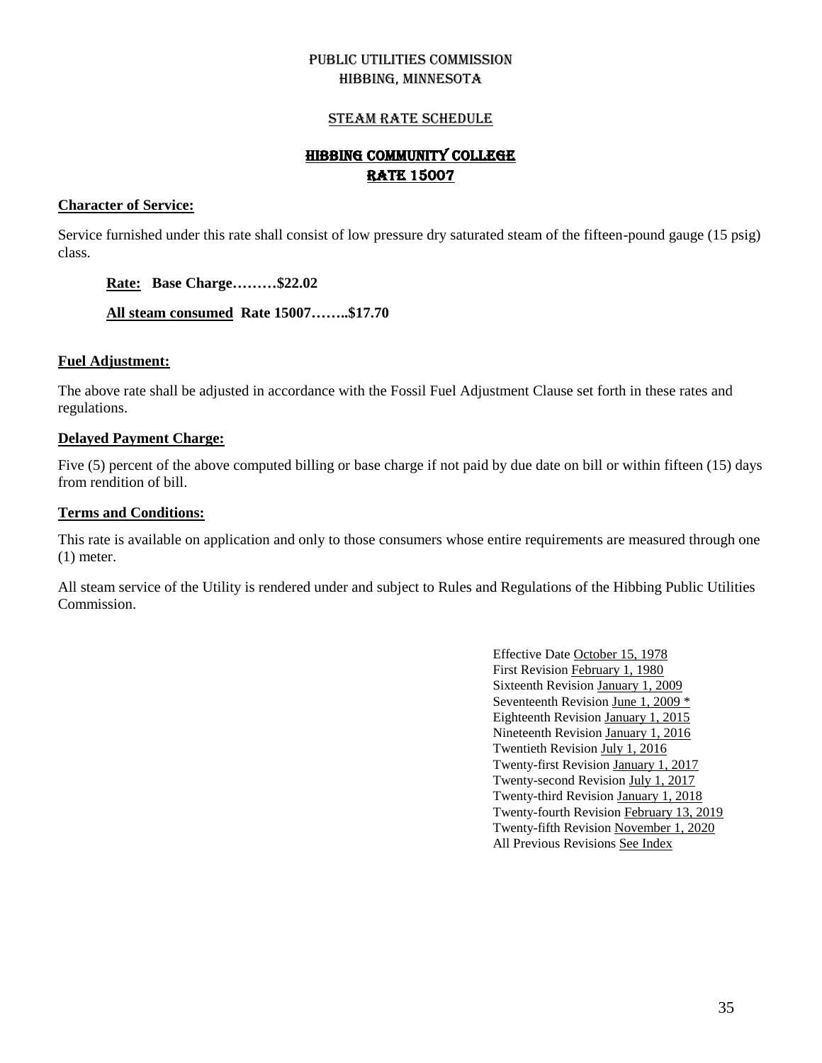# PUBLIC UTILITIES COMMISSION
# HIBBING, MINNESOTA

## STEAM RATE SCHEDULE

## HIBBING COMMUNITY COLLEGE
## RATE 15007

**Character of Service:**

Service furnished under this rate shall consist of low pressure dry saturated steam of the fifteen-pound gauge (15 psig) class.

**Rate: Base Charge………$22.02**

**All steam consumed Rate 15007……..$17.70**

**Fuel Adjustment:**

The above rate shall be adjusted in accordance with the Fossil Fuel Adjustment Clause set forth in these rates and regulations.

**Delayed Payment Charge:**

Five (5) percent of the above computed billing or base charge if not paid by due date on bill or within fifteen (15) days from rendition of bill.

**Terms and Conditions:**

This rate is available on application and only to those consumers whose entire requirements are measured through one (1) meter.

All steam service of the Utility is rendered under and subject to Rules and Regulations of the Hibbing Public Utilities Commission.

Effective Date October 15, 1978
First Revision February 1, 1980
Sixteenth Revision January 1, 2009
Seventeenth Revision June 1, 2009 *
Eighteenth Revision January 1, 2015
Nineteenth Revision January 1, 2016
Twentieth Revision July 1, 2016
Twenty-first Revision January 1, 2017
Twenty-second Revision July 1, 2017
Twenty-third Revision January 1, 2018
Twenty-fourth Revision February 13, 2019
Twenty-fifth Revision November 1, 2020
All Previous Revisions See Index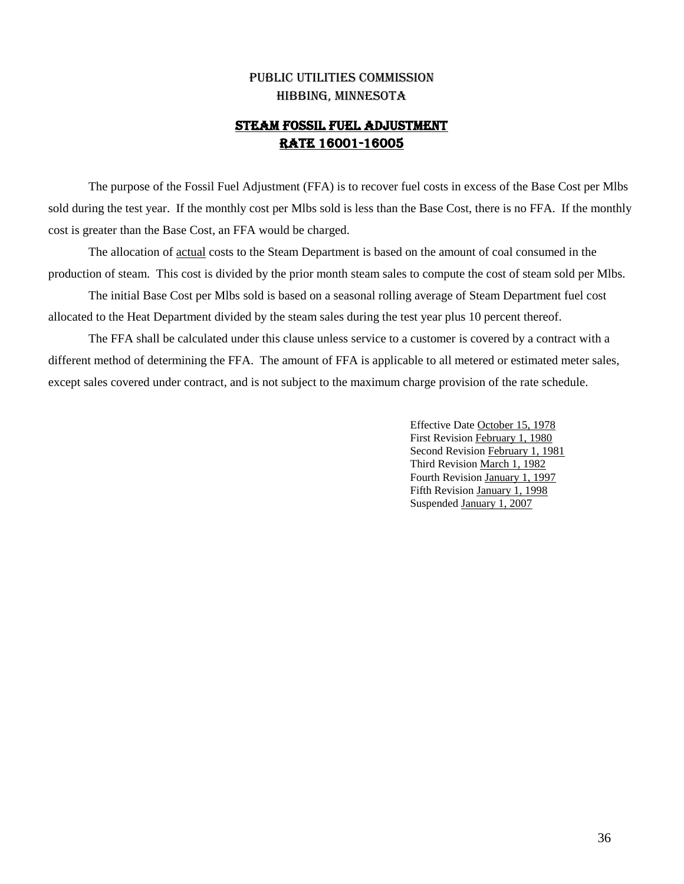PUBLIC UTILITIES COMMISSION

HIBBING, MINNESOTA

## STEAM FOSSIL FUEL ADJUSTMENT
## RATE 16001-16005

The purpose of the Fossil Fuel Adjustment (FFA) is to recover fuel costs in excess of the Base Cost per Mlbs sold during the test year. If the monthly cost per Mlbs sold is less than the Base Cost, there is no FFA. If the monthly cost is greater than the Base Cost, an FFA would be charged.

The allocation of actual costs to the Steam Department is based on the amount of coal consumed in the production of steam. This cost is divided by the prior month steam sales to compute the cost of steam sold per Mlbs.

The initial Base Cost per Mlbs sold is based on a seasonal rolling average of Steam Department fuel cost allocated to the Heat Department divided by the steam sales during the test year plus 10 percent thereof.

The FFA shall be calculated under this clause unless service to a customer is covered by a contract with a different method of determining the FFA. The amount of FFA is applicable to all metered or estimated meter sales, except sales covered under contract, and is not subject to the maximum charge provision of the rate schedule.

Effective Date October 15, 1978
First Revision February 1, 1980
Second Revision February 1, 1981
Third Revision March 1, 1982
Fourth Revision January 1, 1997
Fifth Revision January 1, 1998
Suspended January 1, 2007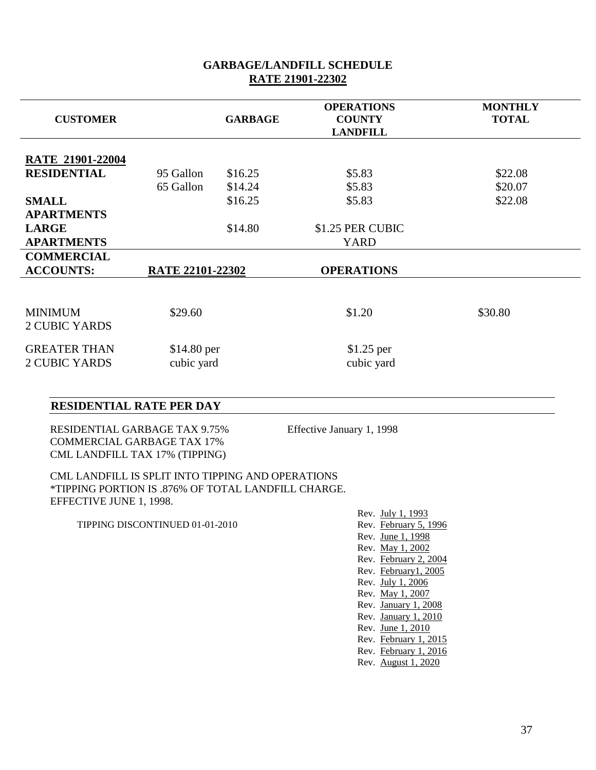## GARBAGE/LANDFILL SCHEDULE

**RATE 21901-22302**

| CUSTOMER | | GARBAGE | OPERATIONS COUNTY LANDFILL | MONTHLY TOTAL |
|---|---|---|---|---|
| **RATE 21901-22004** | | | | |
| **RESIDENTIAL** | 95 Gallon | $16.25 | $5.83 | $22.08 |
| | 65 Gallon | $14.24 | $5.83 | $20.07 |
| **SMALL APARTMENTS** | | $16.25 | $5.83 | $22.08 |
| **LARGE APARTMENTS** | | $14.80 | $1.25 PER CUBIC YARD | |
| **COMMERCIAL ACCOUNTS:** | **RATE 22101-22302** | | **OPERATIONS** | |
| MINIMUM 2 CUBIC YARDS | $29.60 | | $1.20 | $30.80 |
| GREATER THAN 2 CUBIC YARDS | $14.80 per cubic yard | | $1.25 per cubic yard | |

**RESIDENTIAL RATE PER DAY**

RESIDENTIAL GARBAGE TAX 9.75% Effective January 1, 1998
COMMERCIAL GARBAGE TAX 17%
CML LANDFILL TAX 17% (TIPPING)

CML LANDFILL IS SPLIT INTO TIPPING AND OPERATIONS
*TIPPING PORTION IS .876% OF TOTAL LANDFILL CHARGE.
EFFECTIVE JUNE 1, 1998.

TIPPING DISCONTINUED 01-01-2010

Rev. July 1, 1993
Rev. February 5, 1996
Rev. June 1, 1998
Rev. May 1, 2002
Rev. February 2, 2004
Rev. February1, 2005
Rev. July 1, 2006
Rev. May 1, 2007
Rev. January 1, 2008
Rev. January 1, 2010
Rev. June 1, 2010
Rev. February 1, 2015
Rev. February 1, 2016
Rev. August 1, 2020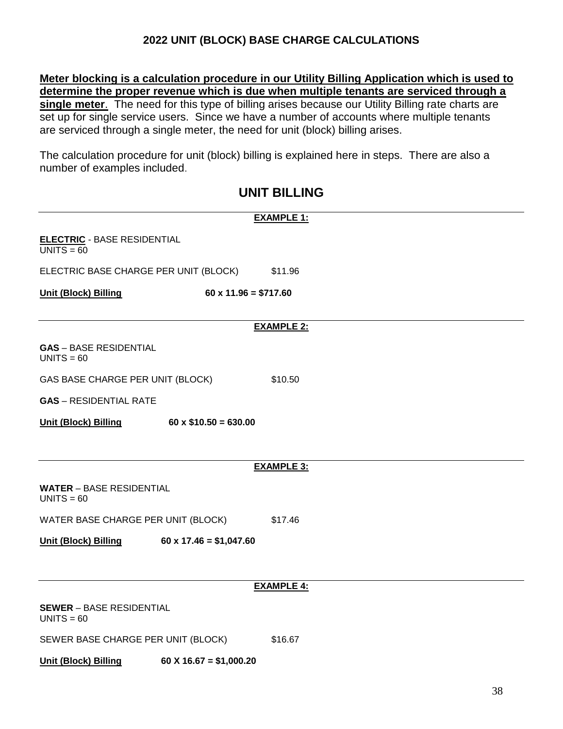## 2022 UNIT (BLOCK) BASE CHARGE CALCULATIONS

**Meter blocking is a calculation procedure in our Utility Billing Application which is used to determine the proper revenue which is due when multiple tenants are serviced through a single meter**. The need for this type of billing arises because our Utility Billing rate charts are set up for single service users. Since we have a number of accounts where multiple tenants are serviced through a single meter, the need for unit (block) billing arises.

The calculation procedure for unit (block) billing is explained here in steps. There are also a number of examples included.

# UNIT BILLING

---

**EXAMPLE 1:**

**ELECTRIC** - BASE RESIDENTIAL
UNITS = 60

ELECTRIC BASE CHARGE PER UNIT (BLOCK) $11.96

**Unit (Block) Billing** **60 x 11.96 = $717.60**

---

**EXAMPLE 2:**

**GAS** – BASE RESIDENTIAL
UNITS = 60

GAS BASE CHARGE PER UNIT (BLOCK) $10.50

**GAS** – RESIDENTIAL RATE

**Unit (Block) Billing** **60 x $10.50 = 630.00**

---

**EXAMPLE 3:**

**WATER** – BASE RESIDENTIAL
UNITS = 60

WATER BASE CHARGE PER UNIT (BLOCK) $17.46

**Unit (Block) Billing** **60 x 17.46 = $1,047.60**

---

**EXAMPLE 4:**

**SEWER** – BASE RESIDENTIAL
UNITS = 60

SEWER BASE CHARGE PER UNIT (BLOCK) $16.67

**Unit (Block) Billing** **60 X 16.67 = $1,000.20**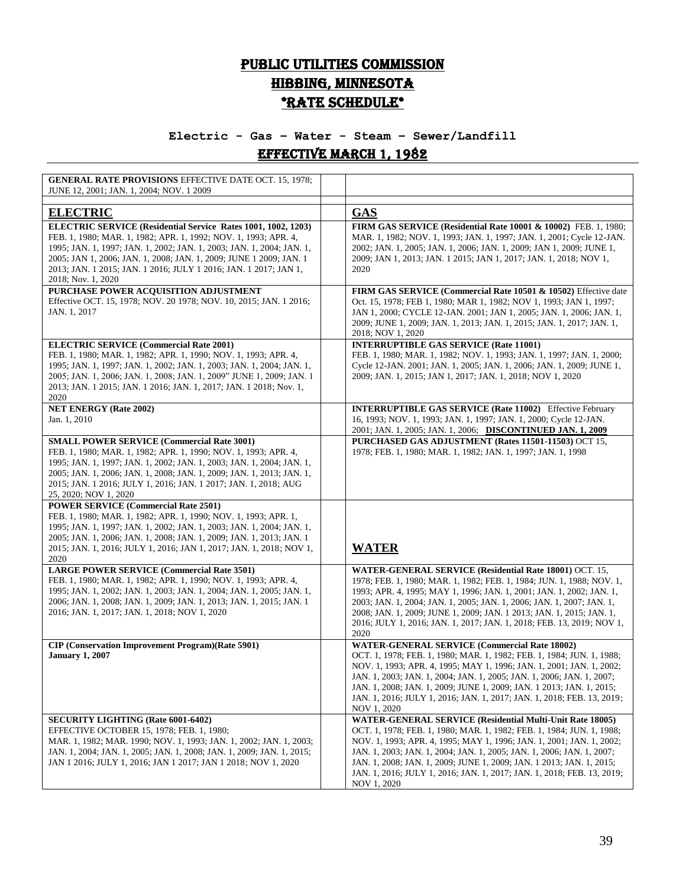# PUBLIC UTILITIES COMMISSION
# HIBBING, MINNESOTA
# *RATE SCHEDULE*

**Electric - Gas – Water - Steam – Sewer/Landfill**

## EFFECTIVE MARCH 1, 1982

| | | |
|---|---|---|
| **GENERAL RATE PROVISIONS** EFFECTIVE DATE OCT. 15, 1978; JUNE 12, 2001; JAN. 1, 2004; NOV. 1 2009 | | |
| **ELECTRIC** | | **GAS** |
| **ELECTRIC SERVICE (Residential Service Rates 1001, 1002, 1203)** FEB. 1, 1980; MAR. 1, 1982; APR. 1, 1992; NOV. 1, 1993; APR. 4, 1995; JAN. 1, 1997; JAN. 1, 2002; JAN. 1, 2003; JAN. 1, 2004; JAN. 1, 2005; JAN 1, 2006; JAN. 1, 2008; JAN. 1, 2009; JUNE 1 2009; JAN. 1 2013; JAN. 1 2015; JAN. 1 2016; JULY 1 2016; JAN. 1 2017; JAN 1, 2018; Nov. 1, 2020 | | **FIRM GAS SERVICE (Residential Rate 10001 & 10002)** FEB. 1, 1980; MAR. 1, 1982; NOV. 1, 1993; JAN. 1, 1997; JAN. 1, 2001; Cycle 12-JAN. 2002; JAN. 1, 2005; JAN. 1, 2006; JAN. 1, 2009; JAN 1, 2009; JUNE 1, 2009; JAN 1, 2013; JAN. 1 2015; JAN 1, 2017; JAN. 1, 2018; NOV 1, 2020 |
| **PURCHASE POWER ACQUISITION ADJUSTMENT** Effective OCT. 15, 1978; NOV. 20 1978; NOV. 10, 2015; JAN. 1 2016; JAN. 1, 2017 | | **FIRM GAS SERVICE (Commercial Rate 10501 & 10502)** Effective date Oct. 15, 1978; FEB 1, 1980; MAR 1, 1982; NOV 1, 1993; JAN 1, 1997; JAN 1, 2000; CYCLE 12-JAN. 2001; JAN 1, 2005; JAN. 1, 2006; JAN. 1, 2009; JUNE 1, 2009; JAN. 1, 2013; JAN. 1, 2015; JAN. 1, 2017; JAN. 1, 2018; NOV 1, 2020 |
| **ELECTRIC SERVICE (Commercial Rate 2001)** FEB. 1, 1980; MAR. 1, 1982; APR. 1, 1990; NOV. 1, 1993; APR. 4, 1995; JAN. 1, 1997; JAN. 1, 2002; JAN. 1, 2003; JAN. 1, 2004; JAN. 1, 2005; JAN. 1, 2006; JAN. 1, 2008; JAN. 1, 2009" JUNE 1, 2009; JAN. 1 2013; JAN. 1 2015; JAN. 1 2016; JAN. 1, 2017; JAN. 1 2018; Nov. 1, 2020 | | **INTERRUPTIBLE GAS SERVICE (Rate 11001)** FEB. 1, 1980; MAR. 1, 1982; NOV. 1, 1993; JAN. 1, 1997; JAN. 1, 2000; Cycle 12-JAN. 2001; JAN. 1, 2005; JAN. 1, 2006; JAN. 1, 2009; JUNE 1, 2009; JAN. 1, 2015; JAN 1, 2017; JAN. 1, 2018; NOV 1, 2020 |
| **NET ENERGY (Rate 2002)** Jan. 1, 2010 | | **INTERRUPTIBLE GAS SERVICE (Rate 11002)** Effective February 16, 1993; NOV. 1, 1993; JAN. 1, 1997; JAN. 1, 2000; Cycle 12-JAN. 2001; JAN. 1, 2005; JAN. 1, 2006; **DISCONTINUED JAN. 1, 2009** |
| **SMALL POWER SERVICE (Commercial Rate 3001)** FEB. 1, 1980; MAR. 1, 1982; APR. 1, 1990; NOV. 1, 1993; APR. 4, 1995; JAN. 1, 1997; JAN. 1, 2002; JAN. 1, 2003; JAN. 1, 2004; JAN. 1, 2005; JAN. 1, 2006; JAN. 1, 2008; JAN. 1, 2009; JAN. 1, 2013; JAN. 1, 2015; JAN. 1 2016; JULY 1, 2016; JAN. 1 2017; JAN. 1, 2018; AUG 25, 2020; NOV 1, 2020 | | **PURCHASED GAS ADJUSTMENT (Rates 11501-11503)** OCT 15, 1978; FEB. 1, 1980; MAR. 1, 1982; JAN. 1, 1997; JAN. 1, 1998 |
| **POWER SERVICE (Commercial Rate 2501)** FEB. 1, 1980; MAR. 1, 1982; APR. 1, 1990; NOV. 1, 1993; APR. 1, 1995; JAN. 1, 1997; JAN. 1, 2002; JAN. 1, 2003; JAN. 1, 2004; JAN. 1, 2005; JAN. 1, 2006; JAN. 1, 2008; JAN. 1, 2009; JAN. 1, 2013; JAN. 1 2015; JAN. 1, 2016; JULY 1, 2016; JAN 1, 2017; JAN. 1, 2018; NOV 1, 2020 | | **WATER** |
| **LARGE POWER SERVICE (Commercial Rate 3501)** FEB. 1, 1980; MAR. 1, 1982; APR. 1, 1990; NOV. 1, 1993; APR. 4, 1995; JAN. 1, 2002; JAN. 1, 2003; JAN. 1, 2004; JAN. 1, 2005; JAN. 1, 2006; JAN. 1, 2008; JAN. 1, 2009; JAN. 1, 2013; JAN. 1, 2015; JAN. 1 2016; JAN. 1, 2017; JAN. 1, 2018; NOV 1, 2020 | | **WATER-GENERAL SERVICE (Residential Rate 18001)** OCT. 15, 1978; FEB. 1, 1980; MAR. 1, 1982; FEB. 1, 1984; JUN. 1, 1988; NOV. 1, 1993; APR. 4, 1995; MAY 1, 1996; JAN. 1, 2001; JAN. 1, 2002; JAN. 1, 2003; JAN. 1, 2004; JAN. 1, 2005; JAN. 1, 2006; JAN. 1, 2007; JAN. 1, 2008; JAN. 1, 2009; JUNE 1, 2009; JAN. 1 2013; JAN. 1, 2015; JAN. 1, 2016; JULY 1, 2016; JAN. 1, 2017; JAN. 1, 2018; FEB. 13, 2019; NOV 1, 2020 |
| **CIP (Conservation Improvement Program)(Rate 5901)** **January 1, 2007** | | **WATER-GENERAL SERVICE (Commercial Rate 18002)** OCT. 1, 1978; FEB. 1, 1980; MAR. 1, 1982; FEB. 1, 1984; JUN. 1, 1988; NOV. 1, 1993; APR. 4, 1995; MAY 1, 1996; JAN. 1, 2001; JAN. 1, 2002; JAN. 1, 2003; JAN. 1, 2004; JAN. 1, 2005; JAN. 1, 2006; JAN. 1, 2007; JAN. 1, 2008; JAN. 1, 2009; JUNE 1, 2009; JAN. 1 2013; JAN. 1, 2015; JAN. 1, 2016; JULY 1, 2016; JAN. 1, 2017; JAN. 1, 2018; FEB. 13, 2019; NOV 1, 2020 |
| **SECURITY LIGHTING (Rate 6001-6402)** EFFECTIVE OCTOBER 15, 1978; FEB. 1, 1980; MAR. 1, 1982; MAR. 1990; NOV. 1, 1993; JAN. 1, 2002; JAN. 1, 2003; JAN. 1, 2004; JAN. 1, 2005; JAN. 1, 2008; JAN. 1, 2009; JAN. 1, 2015; JAN 1 2016; JULY 1, 2016; JAN 1 2017; JAN 1 2018; NOV 1, 2020 | | **WATER-GENERAL SERVICE (Residential Multi-Unit Rate 18005)** OCT. 1, 1978; FEB. 1, 1980; MAR. 1, 1982; FEB. 1, 1984; JUN. 1, 1988; NOV. 1, 1993; APR. 4, 1995; MAY 1, 1996; JAN. 1, 2001; JAN. 1, 2002; JAN. 1, 2003; JAN. 1, 2004; JAN. 1, 2005; JAN. 1, 2006; JAN. 1, 2007; JAN. 1, 2008; JAN. 1, 2009; JUNE 1, 2009; JAN. 1 2013; JAN. 1, 2015; JAN. 1, 2016; JULY 1, 2016; JAN. 1, 2017; JAN. 1, 2018; FEB. 13, 2019; NOV 1, 2020 |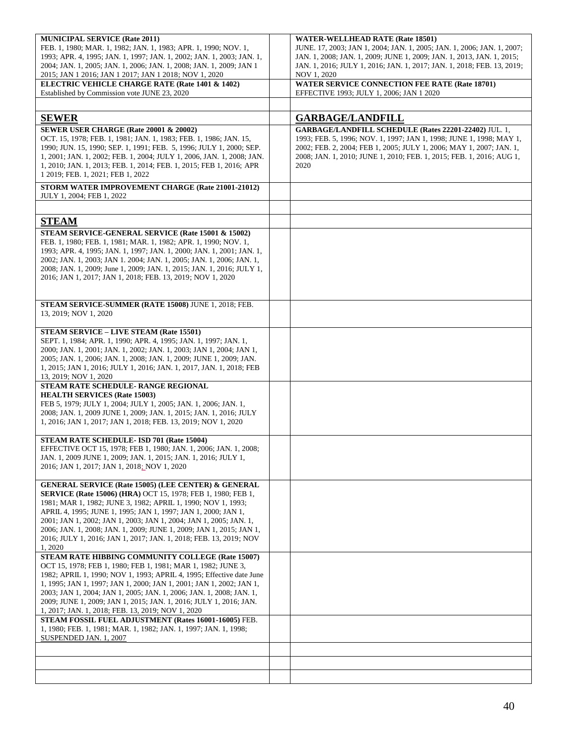| | | |
|---|---|---|
| **MUNICIPAL SERVICE (Rate 2011)** FEB. 1, 1980; MAR. 1, 1982; JAN. 1, 1983; APR. 1, 1990; NOV. 1, 1993; APR. 4, 1995; JAN. 1, 1997; JAN. 1, 2002; JAN. 1, 2003; JAN. 1, 2004; JAN. 1, 2005; JAN. 1, 2006; JAN. 1, 2008; JAN. 1, 2009; JAN 1 2015; JAN 1 2016; JAN 1 2017; JAN 1 2018; NOV 1, 2020 | | **WATER-WELLHEAD RATE (Rate 18501)** JUNE. 17, 2003; JAN 1, 2004; JAN. 1, 2005; JAN. 1, 2006; JAN. 1, 2007; JAN. 1, 2008; JAN. 1, 2009; JUNE 1, 2009; JAN. 1, 2013, JAN. 1, 2015; JAN. 1, 2016; JULY 1, 2016; JAN. 1, 2017; JAN. 1, 2018; FEB. 13, 2019; NOV 1, 2020 |
| **ELECTRIC VEHICLE CHARGE RATE (Rate 1401 & 1402)** Established by Commission vote JUNE 23, 2020 | | **WATER SERVICE CONNECTION FEE RATE (Rate 18701)** EFFECTIVE 1993; JULY 1, 2006; JAN 1 2020 |
| | | |
| **SEWER** | | **GARBAGE/LANDFILL** |
| **SEWER USER CHARGE (Rate 20001 & 20002)** OCT. 15, 1978; FEB. 1, 1981; JAN. 1, 1983; FEB. 1, 1986; JAN. 15, 1990; JUN. 15, 1990; SEP. 1, 1991; FEB. 5, 1996; JULY 1, 2000; SEP. 1, 2001; JAN. 1, 2002; FEB. 1, 2004; JULY 1, 2006, JAN. 1, 2008; JAN. 1, 2010; JAN. 1, 2013; FEB. 1, 2014; FEB. 1, 2015; FEB 1, 2016; APR 1 2019; FEB. 1, 2021; FEB 1, 2022 | | **GARBAGE/LANDFILL SCHEDULE (Rates 22201-22402)** JUL. 1, 1993; FEB. 5, 1996; NOV. 1, 1997; JAN 1, 1998; JUNE 1, 1998; MAY 1, 2002; FEB. 2, 2004; FEB 1, 2005; JULY 1, 2006; MAY 1, 2007; JAN. 1, 2008; JAN. 1, 2010; JUNE 1, 2010; FEB. 1, 2015; FEB. 1, 2016; AUG 1, 2020 |
| **STORM WATER IMPROVEMENT CHARGE (Rate 21001-21012)** JULY 1, 2004; FEB 1, 2022 | | |
| | | |
| **STEAM** | | |
| **STEAM SERVICE-GENERAL SERVICE (Rate 15001 & 15002)** FEB. 1, 1980; FEB. 1, 1981; MAR. 1, 1982; APR. 1, 1990; NOV. 1, 1993; APR. 4, 1995; JAN. 1, 1997; JAN. 1, 2000; JAN. 1, 2001; JAN. 1, 2002; JAN. 1, 2003; JAN 1. 2004; JAN. 1, 2005; JAN. 1, 2006; JAN. 1, 2008; JAN. 1, 2009; June 1, 2009; JAN. 1, 2015; JAN. 1, 2016; JULY 1, 2016; JAN 1, 2017; JAN 1, 2018; FEB. 13, 2019; NOV 1, 2020 | | |
| **STEAM SERVICE-SUMMER (RATE 15008)** JUNE 1, 2018; FEB. 13, 2019; NOV 1, 2020 | | |
| **STEAM SERVICE – LIVE STEAM (Rate 15501)** SEPT. 1, 1984; APR. 1, 1990; APR. 4, 1995; JAN. 1, 1997; JAN. 1, 2000; JAN. 1, 2001; JAN. 1, 2002; JAN. 1, 2003; JAN 1, 2004; JAN 1, 2005; JAN. 1, 2006; JAN. 1, 2008; JAN. 1, 2009; JUNE 1, 2009; JAN. 1, 2015; JAN 1, 2016; JULY 1, 2016; JAN. 1, 2017, JAN. 1, 2018; FEB 13, 2019; NOV 1, 2020 | | |
| **STEAM RATE SCHEDULE- RANGE REGIONAL HEALTH SERVICES (Rate 15003)** FEB 5, 1979; JULY 1, 2004; JULY 1, 2005; JAN. 1, 2006; JAN. 1, 2008; JAN. 1, 2009 JUNE 1, 2009; JAN. 1, 2015; JAN. 1, 2016; JULY 1, 2016; JAN 1, 2017; JAN 1, 2018; FEB. 13, 2019; NOV 1, 2020 | | |
| **STEAM RATE SCHEDULE- ISD 701 (Rate 15004)** EFFECTIVE OCT 15, 1978; FEB 1, 1980; JAN. 1, 2006; JAN. 1, 2008; JAN. 1, 2009 JUNE 1, 2009; JAN. 1, 2015; JAN. 1, 2016; JULY 1, 2016; JAN 1, 2017; JAN 1, 2018; NOV 1, 2020 | | |
| **GENERAL SERVICE (Rate 15005) (LEE CENTER) & GENERAL SERVICE (Rate 15006) (HRA)** OCT 15, 1978; FEB 1, 1980; FEB 1, 1981; MAR 1, 1982; JUNE 3, 1982; APRIL 1, 1990; NOV 1, 1993; APRIL 4, 1995; JUNE 1, 1995; JAN 1, 1997; JAN 1, 2000; JAN 1, 2001; JAN 1, 2002; JAN 1, 2003; JAN 1, 2004; JAN 1, 2005; JAN. 1, 2006; JAN. 1, 2008; JAN. 1, 2009; JUNE 1, 2009; JAN 1, 2015; JAN 1, 2016; JULY 1, 2016; JAN 1, 2017; JAN. 1, 2018; FEB. 13, 2019; NOV 1, 2020 | | |
| **STEAM RATE HIBBING COMMUNITY COLLEGE (Rate 15007)** OCT 15, 1978; FEB 1, 1980; FEB 1, 1981; MAR 1, 1982; JUNE 3, 1982; APRIL 1, 1990; NOV 1, 1993; APRIL 4, 1995; Effective date June 1, 1995; JAN 1, 1997; JAN 1, 2000; JAN 1, 2001; JAN 1, 2002; JAN 1, 2003; JAN 1, 2004; JAN 1, 2005; JAN. 1, 2006; JAN. 1, 2008; JAN. 1, 2009; JUNE 1, 2009; JAN 1, 2015; JAN 1, 2016; JULY 1, 2016; JAN. 1, 2017; JAN. 1, 2018; FEB. 13, 2019; NOV 1, 2020 | | |
| **STEAM FOSSIL FUEL ADJUSTMENT (Rates 16001-16005)** FEB. 1, 1980; FEB. 1, 1981; MAR. 1, 1982; JAN. 1, 1997; JAN. 1, 1998; SUSPENDED JAN. 1, 2007 | | |
| | | |
| | | |
| | | |